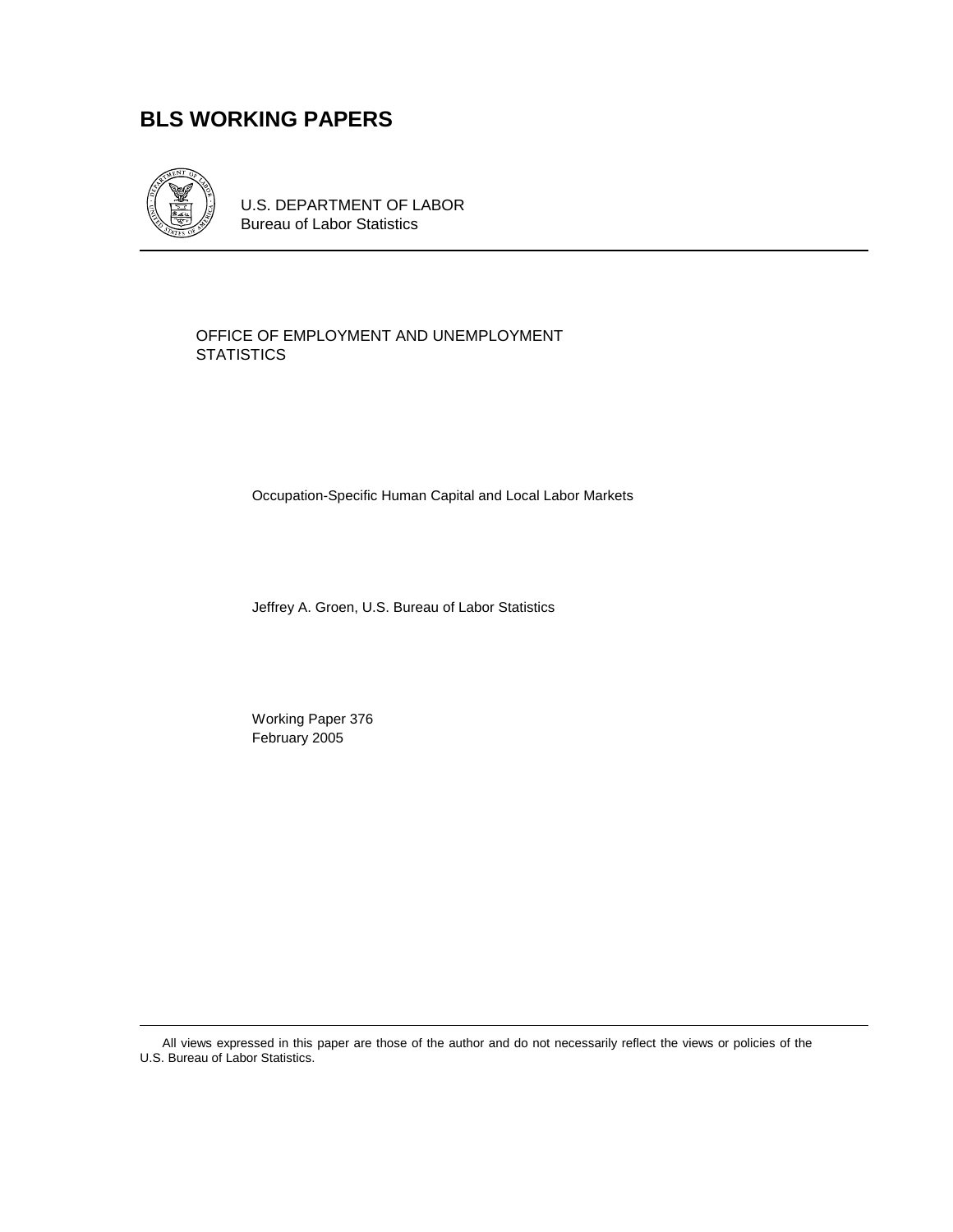# BLS WORKING PAPERS

U.S. DEPARTMENT OF LABOR
Bureau of Labor Statistics

OFFICE OF EMPLOYMENT AND UNEMPLOYMENT STATISTICS

Occupation-Specific Human Capital and Local Labor Markets

Jeffrey A. Groen, U.S. Bureau of Labor Statistics

Working Paper 376
February 2005

All views expressed in this paper are those of the author and do not necessarily reflect the views or policies of the U.S. Bureau of Labor Statistics.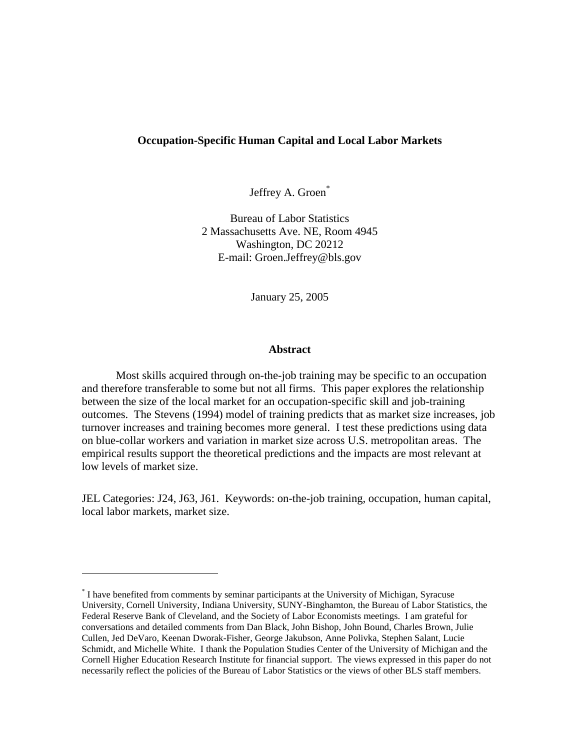**Occupation-Specific Human Capital and Local Labor Markets**

Jeffrey A. Groen[*]

Bureau of Labor Statistics
2 Massachusetts Ave. NE, Room 4945
Washington, DC 20212
E-mail: Groen.Jeffrey@bls.gov

January 25, 2005

**Abstract**

Most skills acquired through on-the-job training may be specific to an occupation and therefore transferable to some but not all firms. This paper explores the relationship between the size of the local market for an occupation-specific skill and job-training outcomes. The Stevens (1994) model of training predicts that as market size increases, job turnover increases and training becomes more general. I test these predictions using data on blue-collar workers and variation in market size across U.S. metropolitan areas. The empirical results support the theoretical predictions and the impacts are most relevant at low levels of market size.

JEL Categories: J24, J63, J61. Keywords: on-the-job training, occupation, human capital, local labor markets, market size.

---

[*] I have benefited from comments by seminar participants at the University of Michigan, Syracuse University, Cornell University, Indiana University, SUNY-Binghamton, the Bureau of Labor Statistics, the Federal Reserve Bank of Cleveland, and the Society of Labor Economists meetings. I am grateful for conversations and detailed comments from Dan Black, John Bishop, John Bound, Charles Brown, Julie Cullen, Jed DeVaro, Keenan Dworak-Fisher, George Jakubson, Anne Polivka, Stephen Salant, Lucie Schmidt, and Michelle White. I thank the Population Studies Center of the University of Michigan and the Cornell Higher Education Research Institute for financial support. The views expressed in this paper do not necessarily reflect the policies of the Bureau of Labor Statistics or the views of other BLS staff members.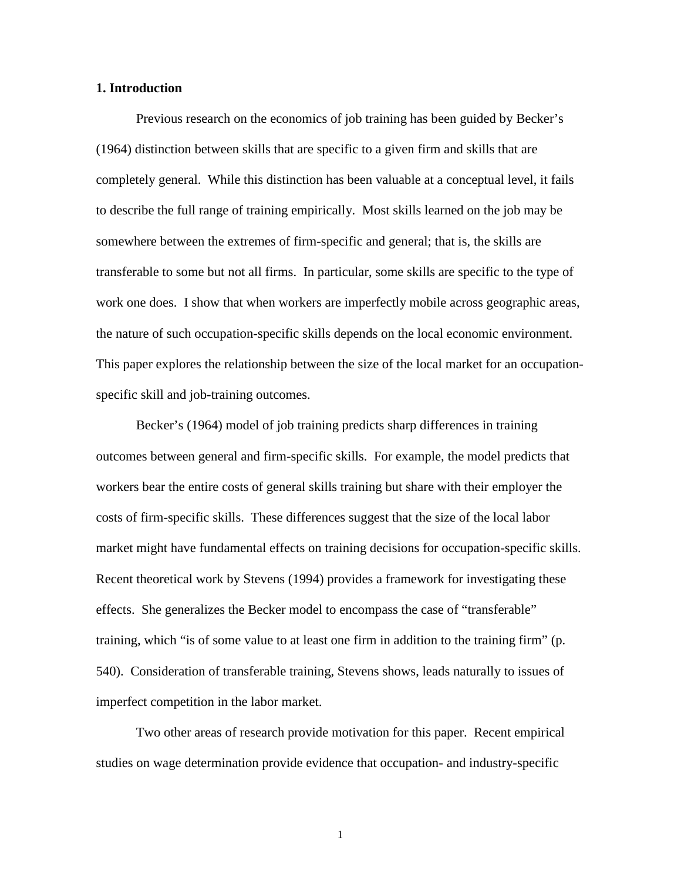## 1. Introduction

Previous research on the economics of job training has been guided by Becker's (1964) distinction between skills that are specific to a given firm and skills that are completely general. While this distinction has been valuable at a conceptual level, it fails to describe the full range of training empirically. Most skills learned on the job may be somewhere between the extremes of firm-specific and general; that is, the skills are transferable to some but not all firms. In particular, some skills are specific to the type of work one does. I show that when workers are imperfectly mobile across geographic areas, the nature of such occupation-specific skills depends on the local economic environment. This paper explores the relationship between the size of the local market for an occupation-specific skill and job-training outcomes.

Becker's (1964) model of job training predicts sharp differences in training outcomes between general and firm-specific skills. For example, the model predicts that workers bear the entire costs of general skills training but share with their employer the costs of firm-specific skills. These differences suggest that the size of the local labor market might have fundamental effects on training decisions for occupation-specific skills. Recent theoretical work by Stevens (1994) provides a framework for investigating these effects. She generalizes the Becker model to encompass the case of "transferable" training, which "is of some value to at least one firm in addition to the training firm" (p. 540). Consideration of transferable training, Stevens shows, leads naturally to issues of imperfect competition in the labor market.

Two other areas of research provide motivation for this paper. Recent empirical studies on wage determination provide evidence that occupation- and industry-specific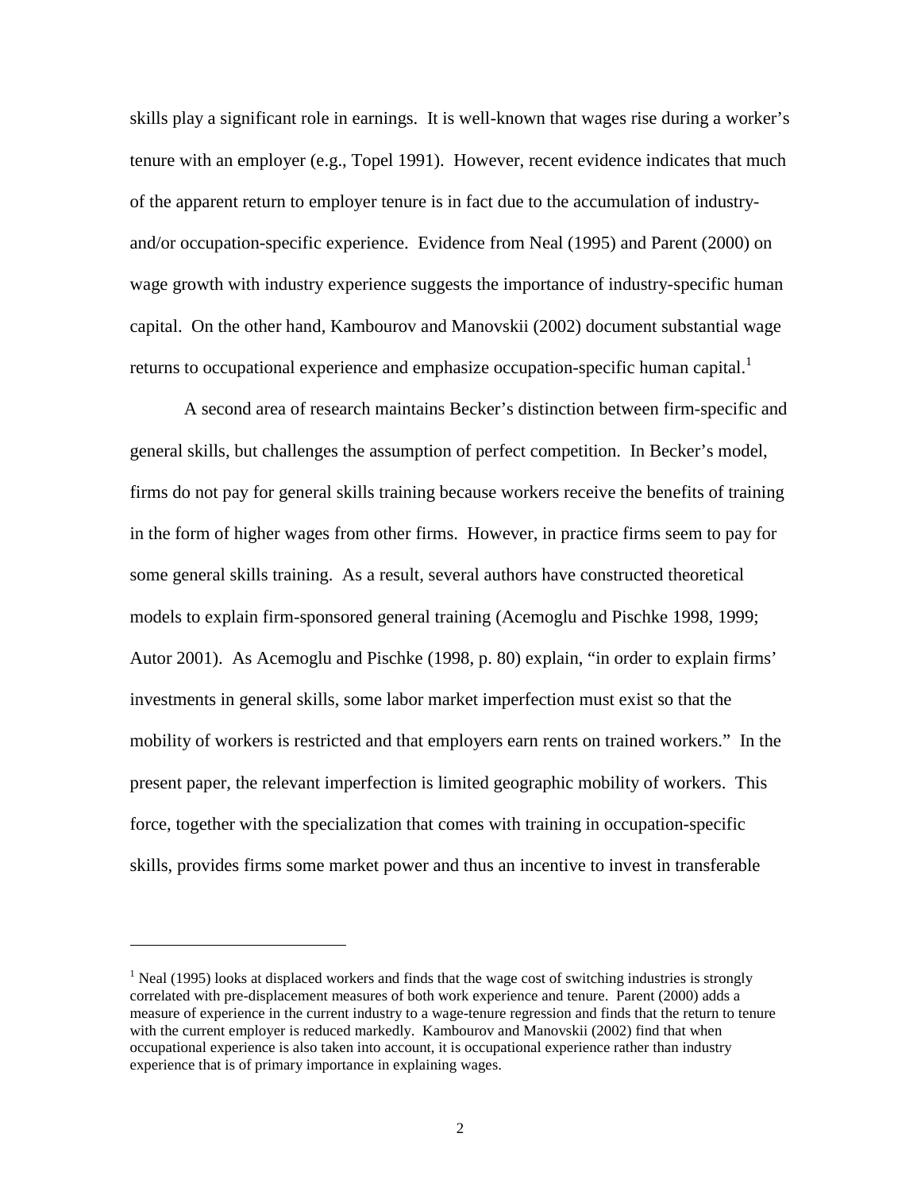skills play a significant role in earnings. It is well-known that wages rise during a worker's tenure with an employer (e.g., Topel 1991). However, recent evidence indicates that much of the apparent return to employer tenure is in fact due to the accumulation of industry- and/or occupation-specific experience. Evidence from Neal (1995) and Parent (2000) on wage growth with industry experience suggests the importance of industry-specific human capital. On the other hand, Kambourov and Manovskii (2002) document substantial wage returns to occupational experience and emphasize occupation-specific human capital.[1]

A second area of research maintains Becker's distinction between firm-specific and general skills, but challenges the assumption of perfect competition. In Becker's model, firms do not pay for general skills training because workers receive the benefits of training in the form of higher wages from other firms. However, in practice firms seem to pay for some general skills training. As a result, several authors have constructed theoretical models to explain firm-sponsored general training (Acemoglu and Pischke 1998, 1999; Autor 2001). As Acemoglu and Pischke (1998, p. 80) explain, "in order to explain firms' investments in general skills, some labor market imperfection must exist so that the mobility of workers is restricted and that employers earn rents on trained workers." In the present paper, the relevant imperfection is limited geographic mobility of workers. This force, together with the specialization that comes with training in occupation-specific skills, provides firms some market power and thus an incentive to invest in transferable

---

[1] Neal (1995) looks at displaced workers and finds that the wage cost of switching industries is strongly correlated with pre-displacement measures of both work experience and tenure. Parent (2000) adds a measure of experience in the current industry to a wage-tenure regression and finds that the return to tenure with the current employer is reduced markedly. Kambourov and Manovskii (2002) find that when occupational experience is also taken into account, it is occupational experience rather than industry experience that is of primary importance in explaining wages.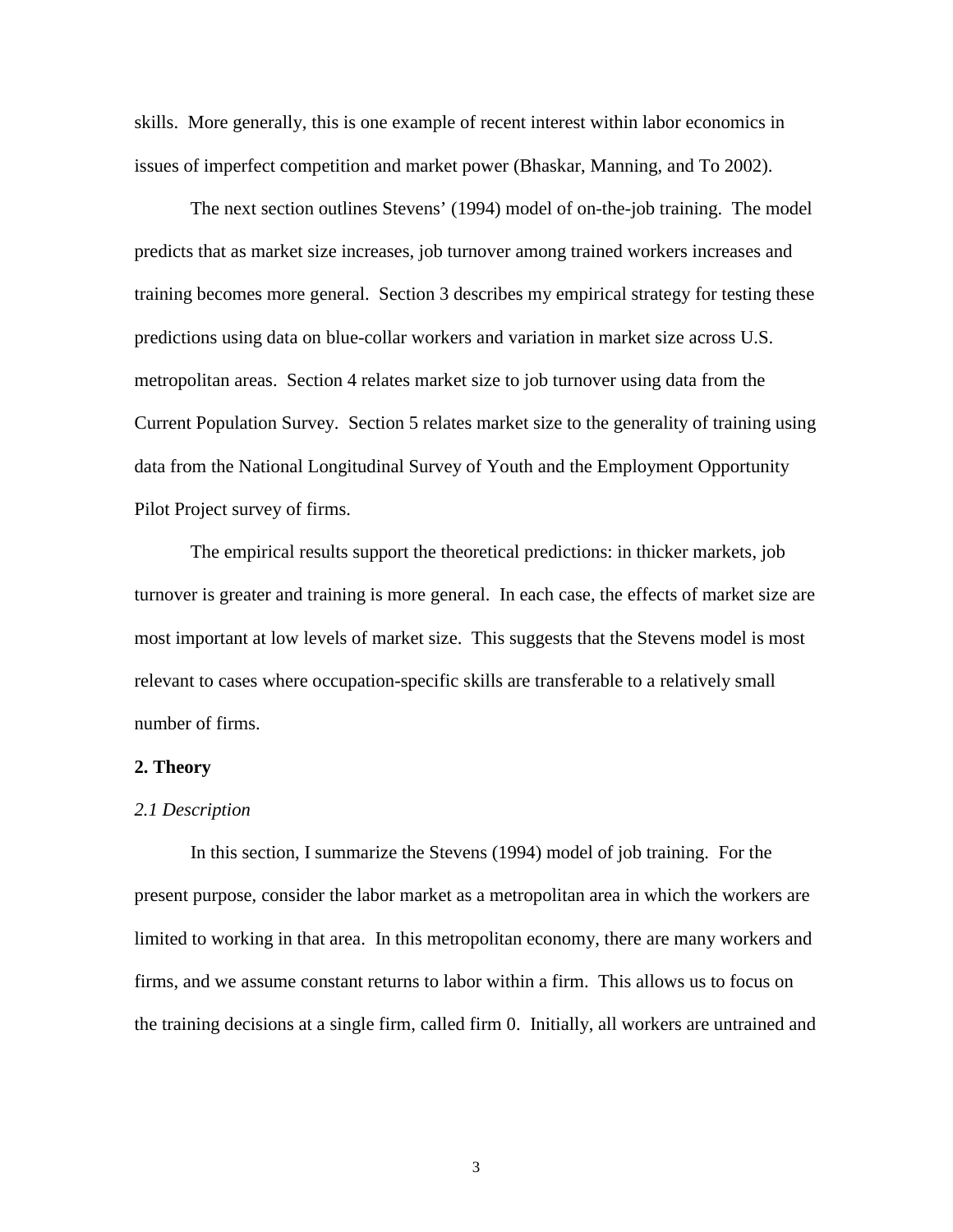skills. More generally, this is one example of recent interest within labor economics in issues of imperfect competition and market power (Bhaskar, Manning, and To 2002).

The next section outlines Stevens' (1994) model of on-the-job training. The model predicts that as market size increases, job turnover among trained workers increases and training becomes more general. Section 3 describes my empirical strategy for testing these predictions using data on blue-collar workers and variation in market size across U.S. metropolitan areas. Section 4 relates market size to job turnover using data from the Current Population Survey. Section 5 relates market size to the generality of training using data from the National Longitudinal Survey of Youth and the Employment Opportunity Pilot Project survey of firms.

The empirical results support the theoretical predictions: in thicker markets, job turnover is greater and training is more general. In each case, the effects of market size are most important at low levels of market size. This suggests that the Stevens model is most relevant to cases where occupation-specific skills are transferable to a relatively small number of firms.

## 2. Theory

### *2.1 Description*

In this section, I summarize the Stevens (1994) model of job training. For the present purpose, consider the labor market as a metropolitan area in which the workers are limited to working in that area. In this metropolitan economy, there are many workers and firms, and we assume constant returns to labor within a firm. This allows us to focus on the training decisions at a single firm, called firm 0. Initially, all workers are untrained and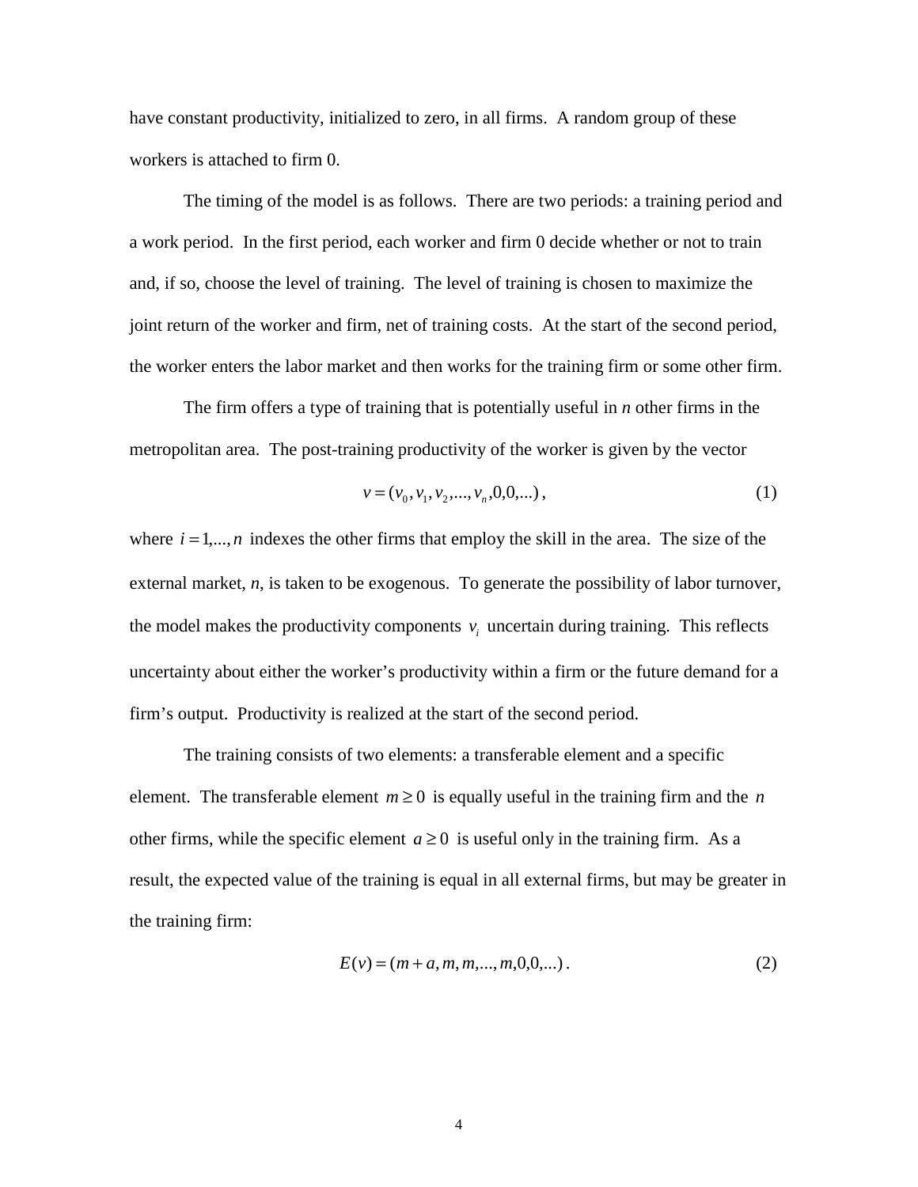have constant productivity, initialized to zero, in all firms. A random group of these workers is attached to firm 0.

The timing of the model is as follows. There are two periods: a training period and a work period. In the first period, each worker and firm 0 decide whether or not to train and, if so, choose the level of training. The level of training is chosen to maximize the joint return of the worker and firm, net of training costs. At the start of the second period, the worker enters the labor market and then works for the training firm or some other firm.

The firm offers a type of training that is potentially useful in *n* other firms in the metropolitan area. The post-training productivity of the worker is given by the vector

$$v = (v_0, v_1, v_2, ..., v_n, 0, 0, ...) , \tag{1}$$

where $i = 1,..., n$ indexes the other firms that employ the skill in the area. The size of the external market, *n*, is taken to be exogenous. To generate the possibility of labor turnover, the model makes the productivity components $v_i$ uncertain during training. This reflects uncertainty about either the worker's productivity within a firm or the future demand for a firm's output. Productivity is realized at the start of the second period.

The training consists of two elements: a transferable element and a specific element. The transferable element $m \geq 0$ is equally useful in the training firm and the $n$ other firms, while the specific element $a \geq 0$ is useful only in the training firm. As a result, the expected value of the training is equal in all external firms, but may be greater in the training firm:

$$E(v) = (m + a, m, m, ..., m, 0, 0, ...) . \tag{2}$$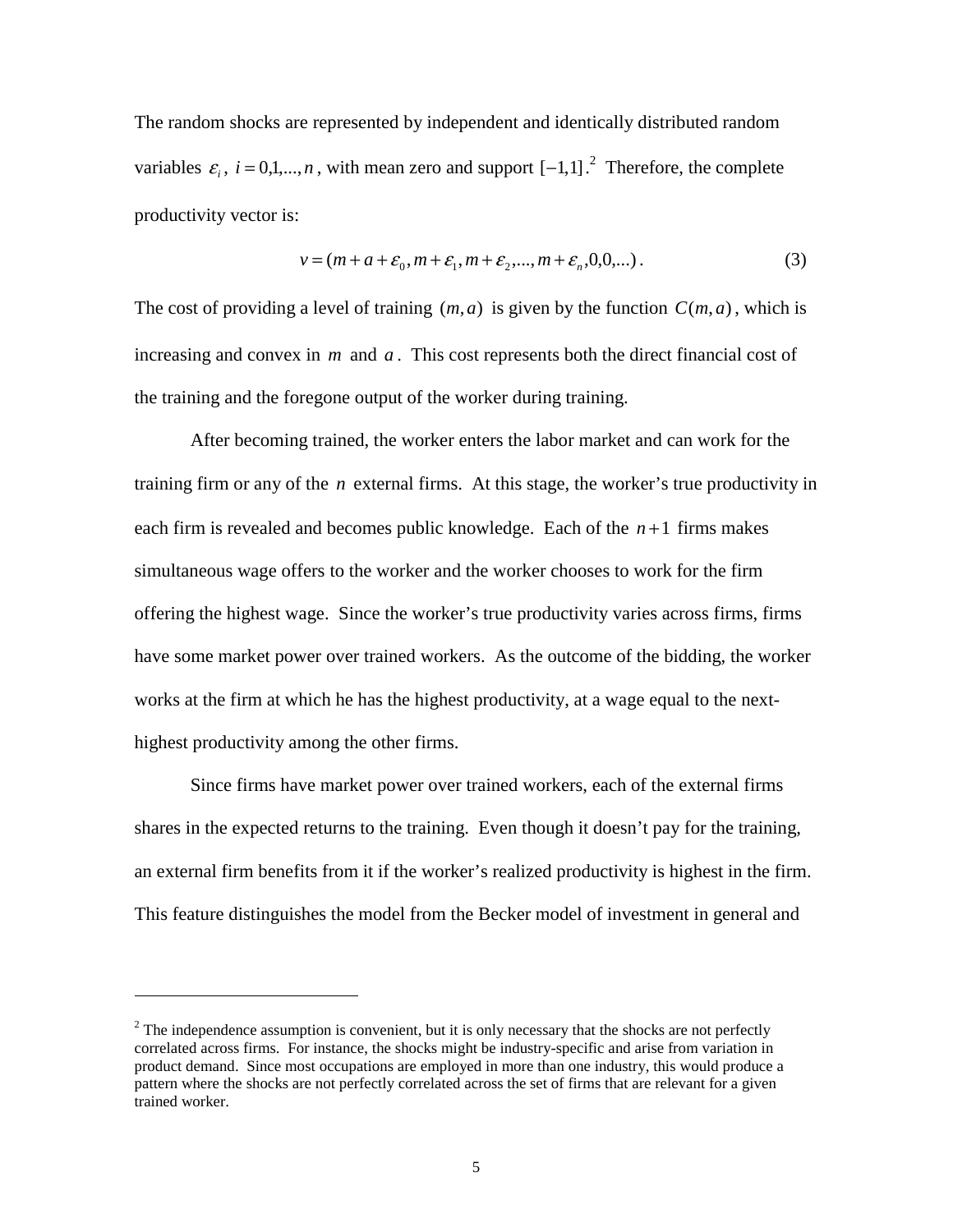The random shocks are represented by independent and identically distributed random variables $\varepsilon_i$, $i = 0,1,...,n$, with mean zero and support $[-1,1]$.[2] Therefore, the complete productivity vector is:

$$v = (m + a + \varepsilon_0, m + \varepsilon_1, m + \varepsilon_2, ..., m + \varepsilon_n, 0, 0, ...) . \tag{3}$$

The cost of providing a level of training $(m,a)$ is given by the function $C(m,a)$, which is increasing and convex in $m$ and $a$. This cost represents both the direct financial cost of the training and the foregone output of the worker during training.

After becoming trained, the worker enters the labor market and can work for the training firm or any of the $n$ external firms. At this stage, the worker's true productivity in each firm is revealed and becomes public knowledge. Each of the $n+1$ firms makes simultaneous wage offers to the worker and the worker chooses to work for the firm offering the highest wage. Since the worker's true productivity varies across firms, firms have some market power over trained workers. As the outcome of the bidding, the worker works at the firm at which he has the highest productivity, at a wage equal to the next-highest productivity among the other firms.

Since firms have market power over trained workers, each of the external firms shares in the expected returns to the training. Even though it doesn't pay for the training, an external firm benefits from it if the worker's realized productivity is highest in the firm. This feature distinguishes the model from the Becker model of investment in general and

---

[2] The independence assumption is convenient, but it is only necessary that the shocks are not perfectly correlated across firms. For instance, the shocks might be industry-specific and arise from variation in product demand. Since most occupations are employed in more than one industry, this would produce a pattern where the shocks are not perfectly correlated across the set of firms that are relevant for a given trained worker.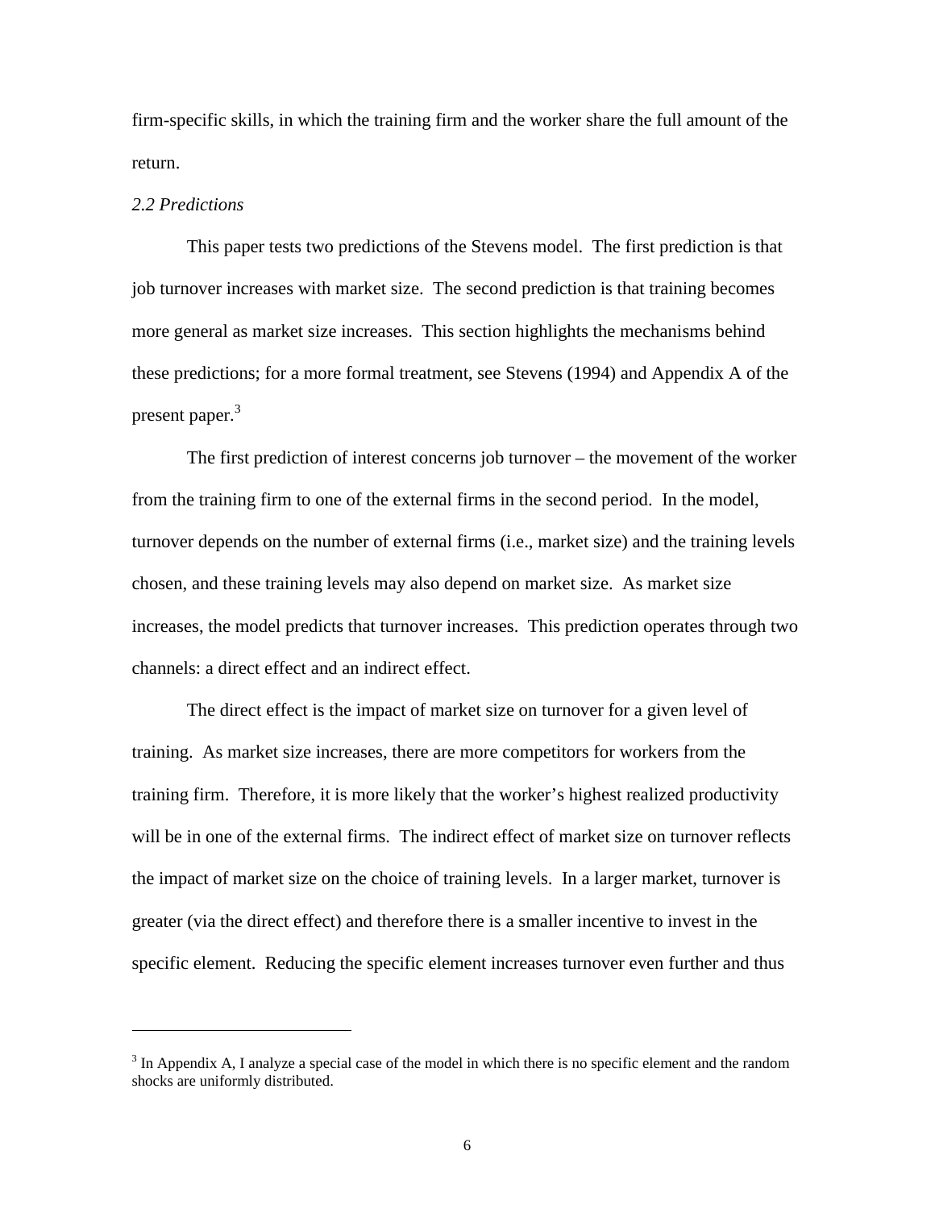firm-specific skills, in which the training firm and the worker share the full amount of the return.

### *2.2 Predictions*

This paper tests two predictions of the Stevens model. The first prediction is that job turnover increases with market size. The second prediction is that training becomes more general as market size increases. This section highlights the mechanisms behind these predictions; for a more formal treatment, see Stevens (1994) and Appendix A of the present paper.[3]

The first prediction of interest concerns job turnover – the movement of the worker from the training firm to one of the external firms in the second period. In the model, turnover depends on the number of external firms (i.e., market size) and the training levels chosen, and these training levels may also depend on market size. As market size increases, the model predicts that turnover increases. This prediction operates through two channels: a direct effect and an indirect effect.

The direct effect is the impact of market size on turnover for a given level of training. As market size increases, there are more competitors for workers from the training firm. Therefore, it is more likely that the worker's highest realized productivity will be in one of the external firms. The indirect effect of market size on turnover reflects the impact of market size on the choice of training levels. In a larger market, turnover is greater (via the direct effect) and therefore there is a smaller incentive to invest in the specific element. Reducing the specific element increases turnover even further and thus

[3] In Appendix A, I analyze a special case of the model in which there is no specific element and the random shocks are uniformly distributed.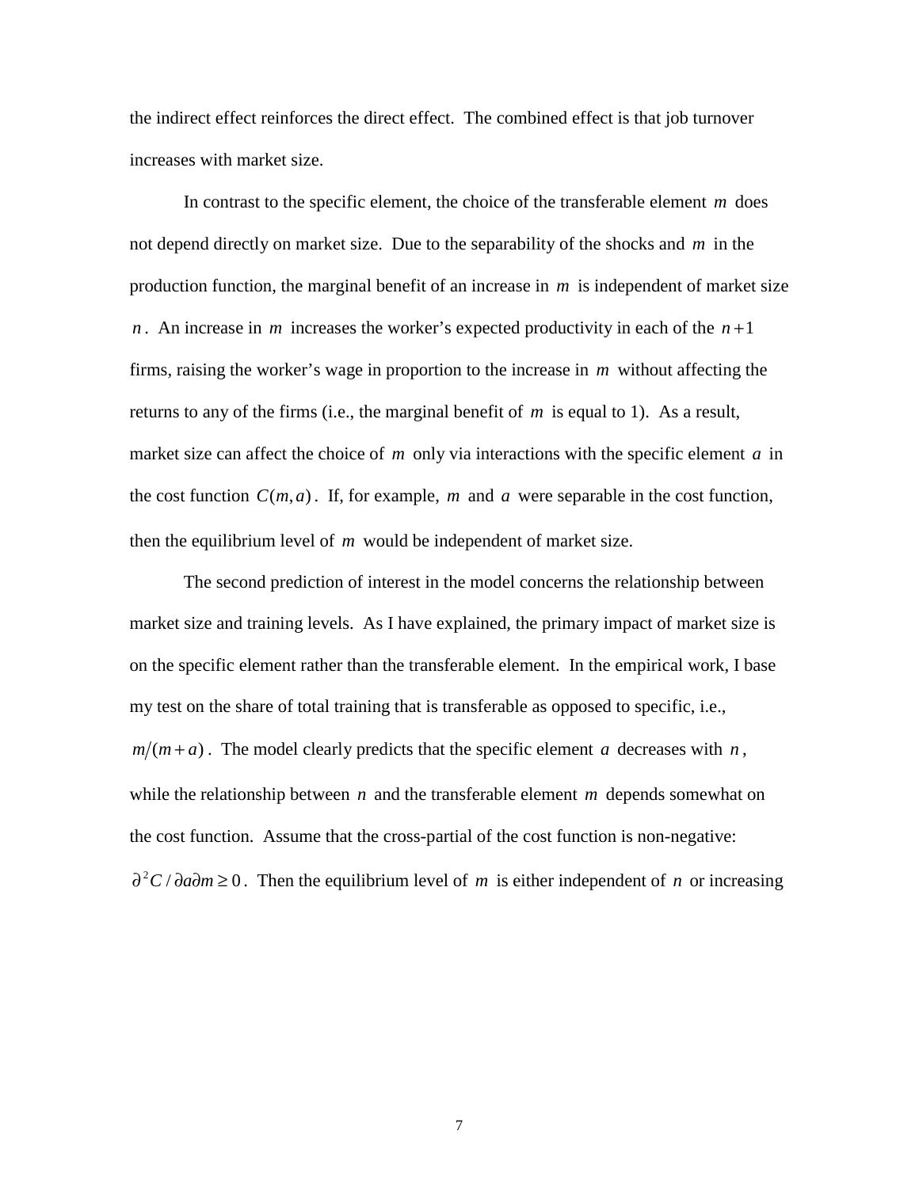the indirect effect reinforces the direct effect. The combined effect is that job turnover increases with market size.

In contrast to the specific element, the choice of the transferable element $m$ does not depend directly on market size. Due to the separability of the shocks and $m$ in the production function, the marginal benefit of an increase in $m$ is independent of market size $n$. An increase in $m$ increases the worker's expected productivity in each of the $n+1$ firms, raising the worker's wage in proportion to the increase in $m$ without affecting the returns to any of the firms (i.e., the marginal benefit of $m$ is equal to 1). As a result, market size can affect the choice of $m$ only via interactions with the specific element $a$ in the cost function $C(m,a)$. If, for example, $m$ and $a$ were separable in the cost function, then the equilibrium level of $m$ would be independent of market size.

The second prediction of interest in the model concerns the relationship between market size and training levels. As I have explained, the primary impact of market size is on the specific element rather than the transferable element. In the empirical work, I base my test on the share of total training that is transferable as opposed to specific, i.e., $m/(m+a)$. The model clearly predicts that the specific element $a$ decreases with $n$, while the relationship between $n$ and the transferable element $m$ depends somewhat on the cost function. Assume that the cross-partial of the cost function is non-negative: $\partial^2 C / \partial a \partial m \geq 0$. Then the equilibrium level of $m$ is either independent of $n$ or increasing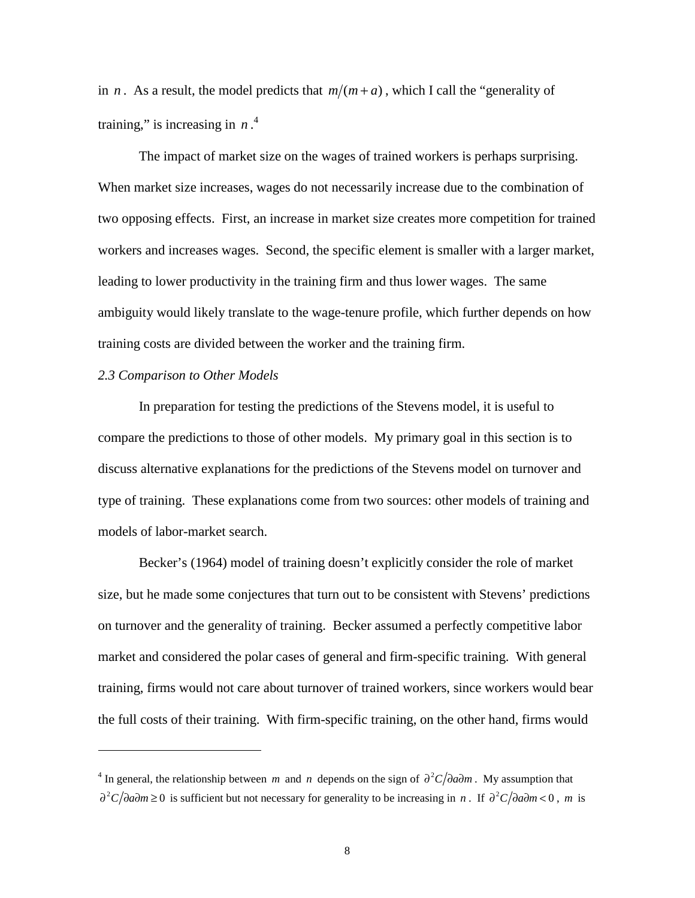in $n$. As a result, the model predicts that $m/(m+a)$, which I call the "generality of training," is increasing in $n$.[4]

The impact of market size on the wages of trained workers is perhaps surprising. When market size increases, wages do not necessarily increase due to the combination of two opposing effects. First, an increase in market size creates more competition for trained workers and increases wages. Second, the specific element is smaller with a larger market, leading to lower productivity in the training firm and thus lower wages. The same ambiguity would likely translate to the wage-tenure profile, which further depends on how training costs are divided between the worker and the training firm.

*2.3 Comparison to Other Models*

In preparation for testing the predictions of the Stevens model, it is useful to compare the predictions to those of other models. My primary goal in this section is to discuss alternative explanations for the predictions of the Stevens model on turnover and type of training. These explanations come from two sources: other models of training and models of labor-market search.

Becker's (1964) model of training doesn't explicitly consider the role of market size, but he made some conjectures that turn out to be consistent with Stevens' predictions on turnover and the generality of training. Becker assumed a perfectly competitive labor market and considered the polar cases of general and firm-specific training. With general training, firms would not care about turnover of trained workers, since workers would bear the full costs of their training. With firm-specific training, on the other hand, firms would

---

[4] In general, the relationship between $m$ and $n$ depends on the sign of $\partial^2 C/\partial a \partial m$. My assumption that $\partial^2 C/\partial a \partial m \geq 0$ is sufficient but not necessary for generality to be increasing in $n$. If $\partial^2 C/\partial a \partial m < 0$, $m$ is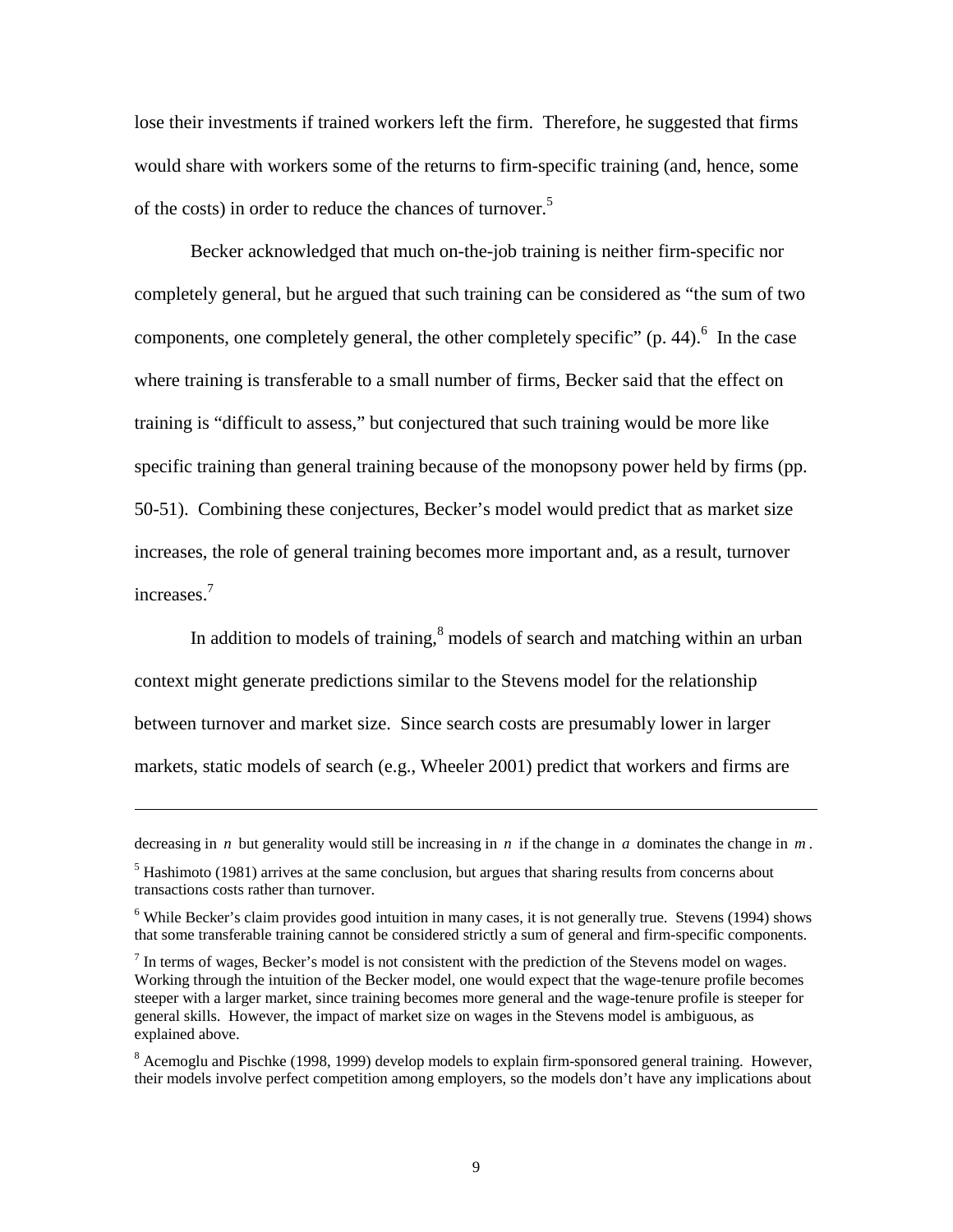lose their investments if trained workers left the firm. Therefore, he suggested that firms would share with workers some of the returns to firm-specific training (and, hence, some of the costs) in order to reduce the chances of turnover.[5]

Becker acknowledged that much on-the-job training is neither firm-specific nor completely general, but he argued that such training can be considered as "the sum of two components, one completely general, the other completely specific" (p. 44).[6] In the case where training is transferable to a small number of firms, Becker said that the effect on training is "difficult to assess," but conjectured that such training would be more like specific training than general training because of the monopsony power held by firms (pp. 50-51). Combining these conjectures, Becker's model would predict that as market size increases, the role of general training becomes more important and, as a result, turnover increases.[7]

In addition to models of training,[8] models of search and matching within an urban context might generate predictions similar to the Stevens model for the relationship between turnover and market size. Since search costs are presumably lower in larger markets, static models of search (e.g., Wheeler 2001) predict that workers and firms are

---

decreasing in $n$ but generality would still be increasing in $n$ if the change in $a$ dominates the change in $m$.

[5] Hashimoto (1981) arrives at the same conclusion, but argues that sharing results from concerns about transactions costs rather than turnover.

[6] While Becker's claim provides good intuition in many cases, it is not generally true. Stevens (1994) shows that some transferable training cannot be considered strictly a sum of general and firm-specific components.

[7] In terms of wages, Becker's model is not consistent with the prediction of the Stevens model on wages. Working through the intuition of the Becker model, one would expect that the wage-tenure profile becomes steeper with a larger market, since training becomes more general and the wage-tenure profile is steeper for general skills. However, the impact of market size on wages in the Stevens model is ambiguous, as explained above.

[8] Acemoglu and Pischke (1998, 1999) develop models to explain firm-sponsored general training. However, their models involve perfect competition among employers, so the models don't have any implications about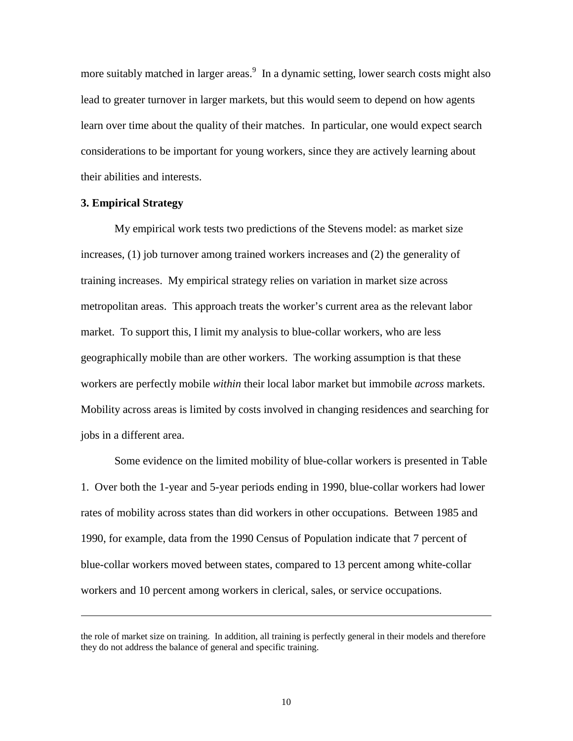more suitably matched in larger areas.[9] In a dynamic setting, lower search costs might also lead to greater turnover in larger markets, but this would seem to depend on how agents learn over time about the quality of their matches. In particular, one would expect search considerations to be important for young workers, since they are actively learning about their abilities and interests.

### 3. Empirical Strategy

My empirical work tests two predictions of the Stevens model: as market size increases, (1) job turnover among trained workers increases and (2) the generality of training increases. My empirical strategy relies on variation in market size across metropolitan areas. This approach treats the worker's current area as the relevant labor market. To support this, I limit my analysis to blue-collar workers, who are less geographically mobile than are other workers. The working assumption is that these workers are perfectly mobile *within* their local labor market but immobile *across* markets. Mobility across areas is limited by costs involved in changing residences and searching for jobs in a different area.

Some evidence on the limited mobility of blue-collar workers is presented in Table 1. Over both the 1-year and 5-year periods ending in 1990, blue-collar workers had lower rates of mobility across states than did workers in other occupations. Between 1985 and 1990, for example, data from the 1990 Census of Population indicate that 7 percent of blue-collar workers moved between states, compared to 13 percent among white-collar workers and 10 percent among workers in clerical, sales, or service occupations.

---

the role of market size on training. In addition, all training is perfectly general in their models and therefore they do not address the balance of general and specific training.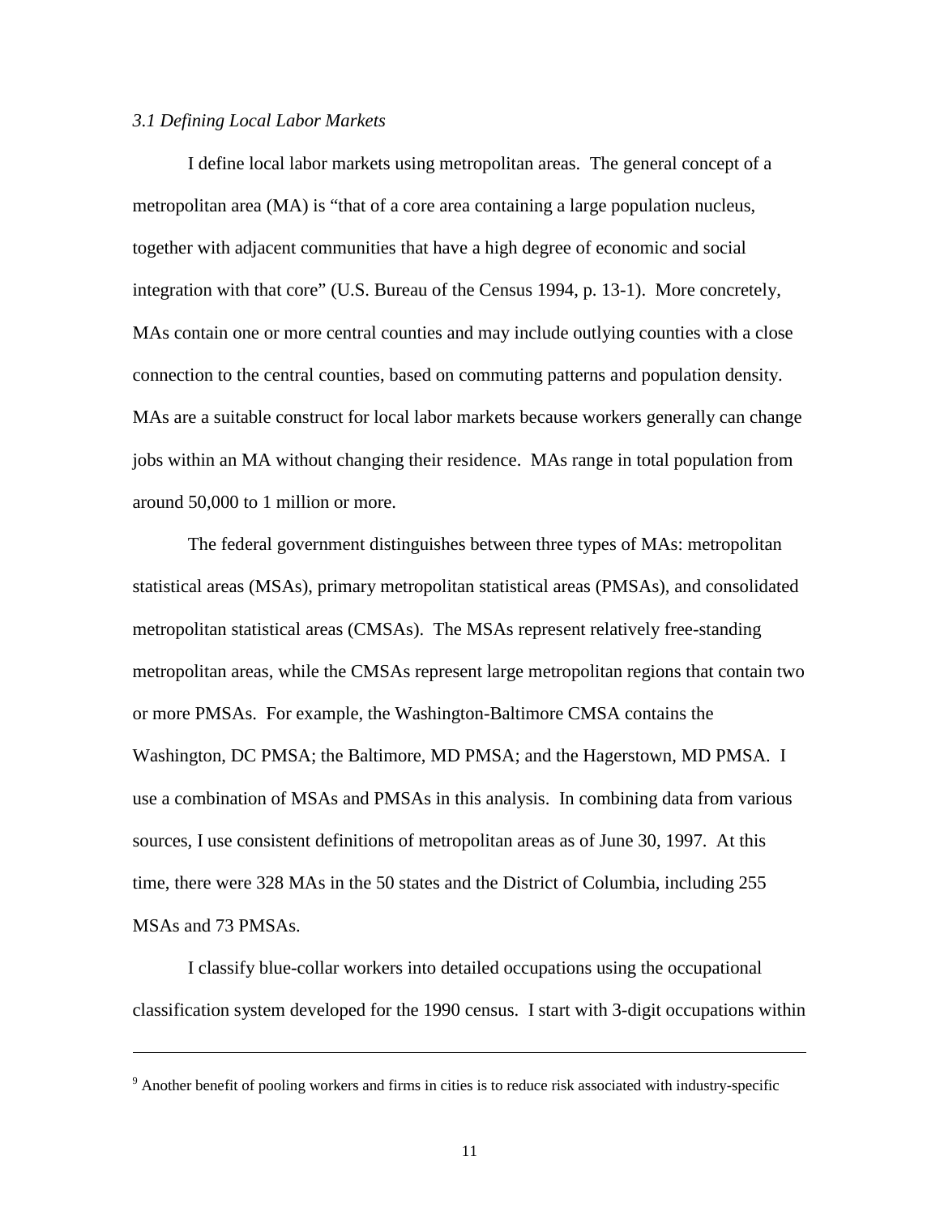### *3.1 Defining Local Labor Markets*

I define local labor markets using metropolitan areas. The general concept of a metropolitan area (MA) is "that of a core area containing a large population nucleus, together with adjacent communities that have a high degree of economic and social integration with that core" (U.S. Bureau of the Census 1994, p. 13-1). More concretely, MAs contain one or more central counties and may include outlying counties with a close connection to the central counties, based on commuting patterns and population density. MAs are a suitable construct for local labor markets because workers generally can change jobs within an MA without changing their residence. MAs range in total population from around 50,000 to 1 million or more.

The federal government distinguishes between three types of MAs: metropolitan statistical areas (MSAs), primary metropolitan statistical areas (PMSAs), and consolidated metropolitan statistical areas (CMSAs). The MSAs represent relatively free-standing metropolitan areas, while the CMSAs represent large metropolitan regions that contain two or more PMSAs. For example, the Washington-Baltimore CMSA contains the Washington, DC PMSA; the Baltimore, MD PMSA; and the Hagerstown, MD PMSA. I use a combination of MSAs and PMSAs in this analysis. In combining data from various sources, I use consistent definitions of metropolitan areas as of June 30, 1997. At this time, there were 328 MAs in the 50 states and the District of Columbia, including 255 MSAs and 73 PMSAs.

I classify blue-collar workers into detailed occupations using the occupational classification system developed for the 1990 census. I start with 3-digit occupations within

---

[9] Another benefit of pooling workers and firms in cities is to reduce risk associated with industry-specific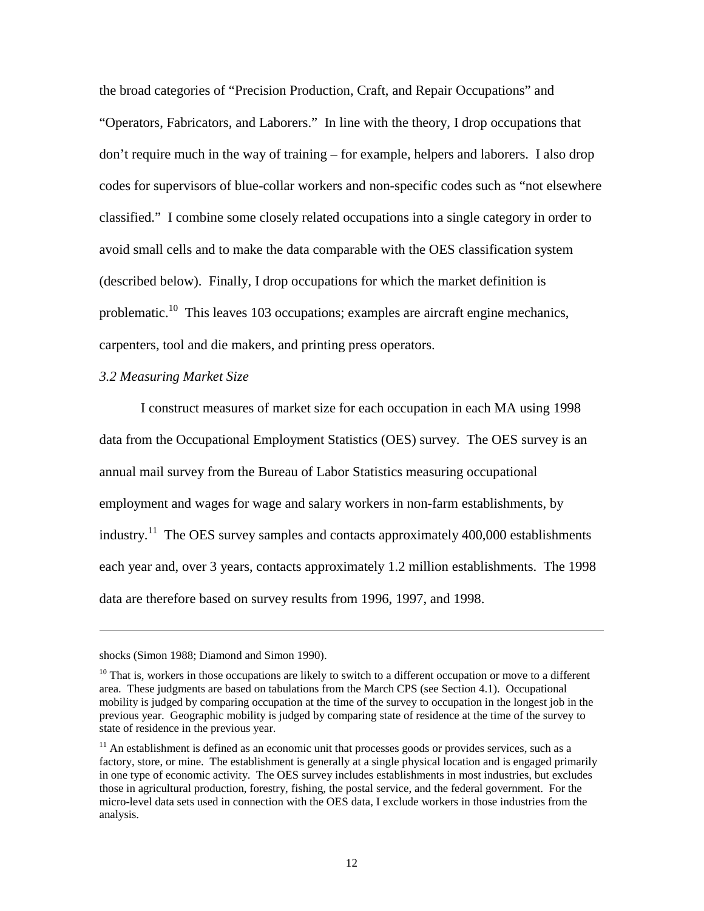the broad categories of "Precision Production, Craft, and Repair Occupations" and "Operators, Fabricators, and Laborers." In line with the theory, I drop occupations that don't require much in the way of training – for example, helpers and laborers. I also drop codes for supervisors of blue-collar workers and non-specific codes such as "not elsewhere classified." I combine some closely related occupations into a single category in order to avoid small cells and to make the data comparable with the OES classification system (described below). Finally, I drop occupations for which the market definition is problematic.[10] This leaves 103 occupations; examples are aircraft engine mechanics, carpenters, tool and die makers, and printing press operators.

*3.2 Measuring Market Size*

I construct measures of market size for each occupation in each MA using 1998 data from the Occupational Employment Statistics (OES) survey. The OES survey is an annual mail survey from the Bureau of Labor Statistics measuring occupational employment and wages for wage and salary workers in non-farm establishments, by industry.[11] The OES survey samples and contacts approximately 400,000 establishments each year and, over 3 years, contacts approximately 1.2 million establishments. The 1998 data are therefore based on survey results from 1996, 1997, and 1998.

---

shocks (Simon 1988; Diamond and Simon 1990).

[10] That is, workers in those occupations are likely to switch to a different occupation or move to a different area. These judgments are based on tabulations from the March CPS (see Section 4.1). Occupational mobility is judged by comparing occupation at the time of the survey to occupation in the longest job in the previous year. Geographic mobility is judged by comparing state of residence at the time of the survey to state of residence in the previous year.

[11] An establishment is defined as an economic unit that processes goods or provides services, such as a factory, store, or mine. The establishment is generally at a single physical location and is engaged primarily in one type of economic activity. The OES survey includes establishments in most industries, but excludes those in agricultural production, forestry, fishing, the postal service, and the federal government. For the micro-level data sets used in connection with the OES data, I exclude workers in those industries from the analysis.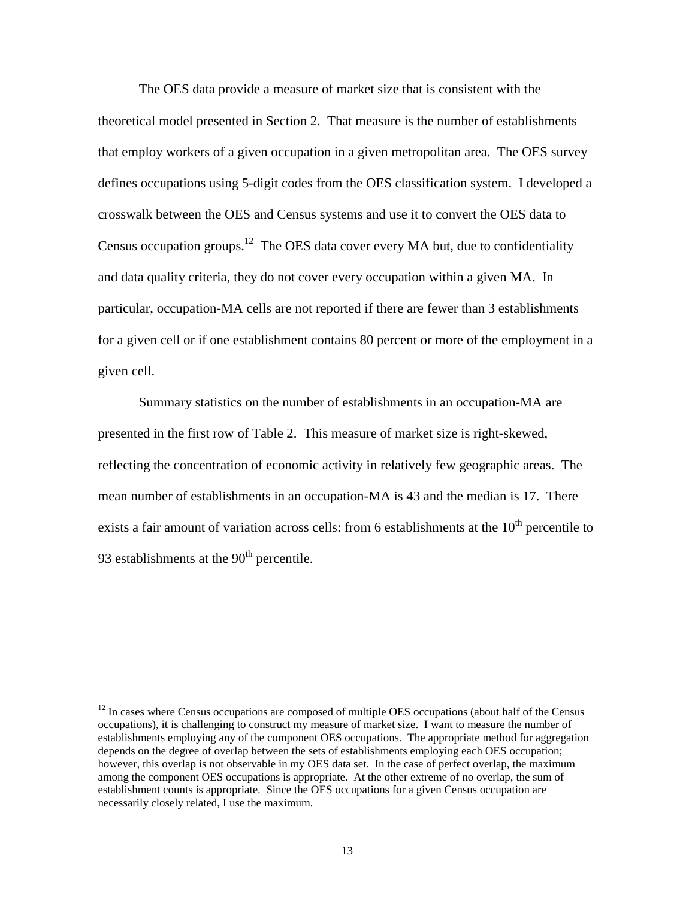The OES data provide a measure of market size that is consistent with the theoretical model presented in Section 2. That measure is the number of establishments that employ workers of a given occupation in a given metropolitan area. The OES survey defines occupations using 5-digit codes from the OES classification system. I developed a crosswalk between the OES and Census systems and use it to convert the OES data to Census occupation groups.[12] The OES data cover every MA but, due to confidentiality and data quality criteria, they do not cover every occupation within a given MA. In particular, occupation-MA cells are not reported if there are fewer than 3 establishments for a given cell or if one establishment contains 80 percent or more of the employment in a given cell.

Summary statistics on the number of establishments in an occupation-MA are presented in the first row of Table 2. This measure of market size is right-skewed, reflecting the concentration of economic activity in relatively few geographic areas. The mean number of establishments in an occupation-MA is 43 and the median is 17. There exists a fair amount of variation across cells: from 6 establishments at the 10th percentile to 93 establishments at the 90th percentile.

---

[12] In cases where Census occupations are composed of multiple OES occupations (about half of the Census occupations), it is challenging to construct my measure of market size. I want to measure the number of establishments employing any of the component OES occupations. The appropriate method for aggregation depends on the degree of overlap between the sets of establishments employing each OES occupation; however, this overlap is not observable in my OES data set. In the case of perfect overlap, the maximum among the component OES occupations is appropriate. At the other extreme of no overlap, the sum of establishment counts is appropriate. Since the OES occupations for a given Census occupation are necessarily closely related, I use the maximum.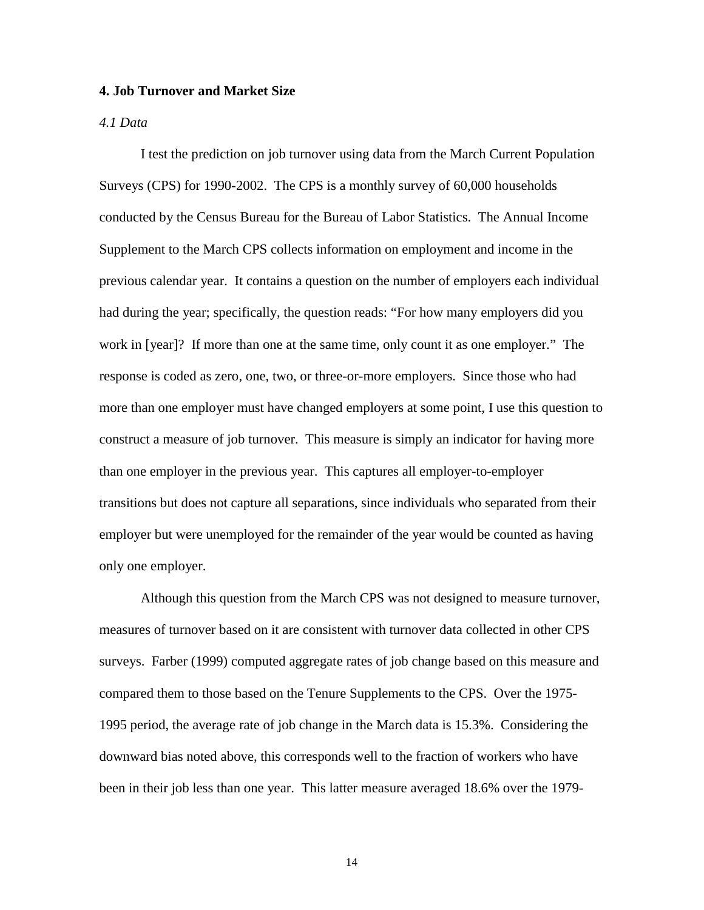## 4. Job Turnover and Market Size

### *4.1 Data*

I test the prediction on job turnover using data from the March Current Population Surveys (CPS) for 1990-2002. The CPS is a monthly survey of 60,000 households conducted by the Census Bureau for the Bureau of Labor Statistics. The Annual Income Supplement to the March CPS collects information on employment and income in the previous calendar year. It contains a question on the number of employers each individual had during the year; specifically, the question reads: "For how many employers did you work in [year]? If more than one at the same time, only count it as one employer." The response is coded as zero, one, two, or three-or-more employers. Since those who had more than one employer must have changed employers at some point, I use this question to construct a measure of job turnover. This measure is simply an indicator for having more than one employer in the previous year. This captures all employer-to-employer transitions but does not capture all separations, since individuals who separated from their employer but were unemployed for the remainder of the year would be counted as having only one employer.

Although this question from the March CPS was not designed to measure turnover, measures of turnover based on it are consistent with turnover data collected in other CPS surveys. Farber (1999) computed aggregate rates of job change based on this measure and compared them to those based on the Tenure Supplements to the CPS. Over the 1975-1995 period, the average rate of job change in the March data is 15.3%. Considering the downward bias noted above, this corresponds well to the fraction of workers who have been in their job less than one year. This latter measure averaged 18.6% over the 1979-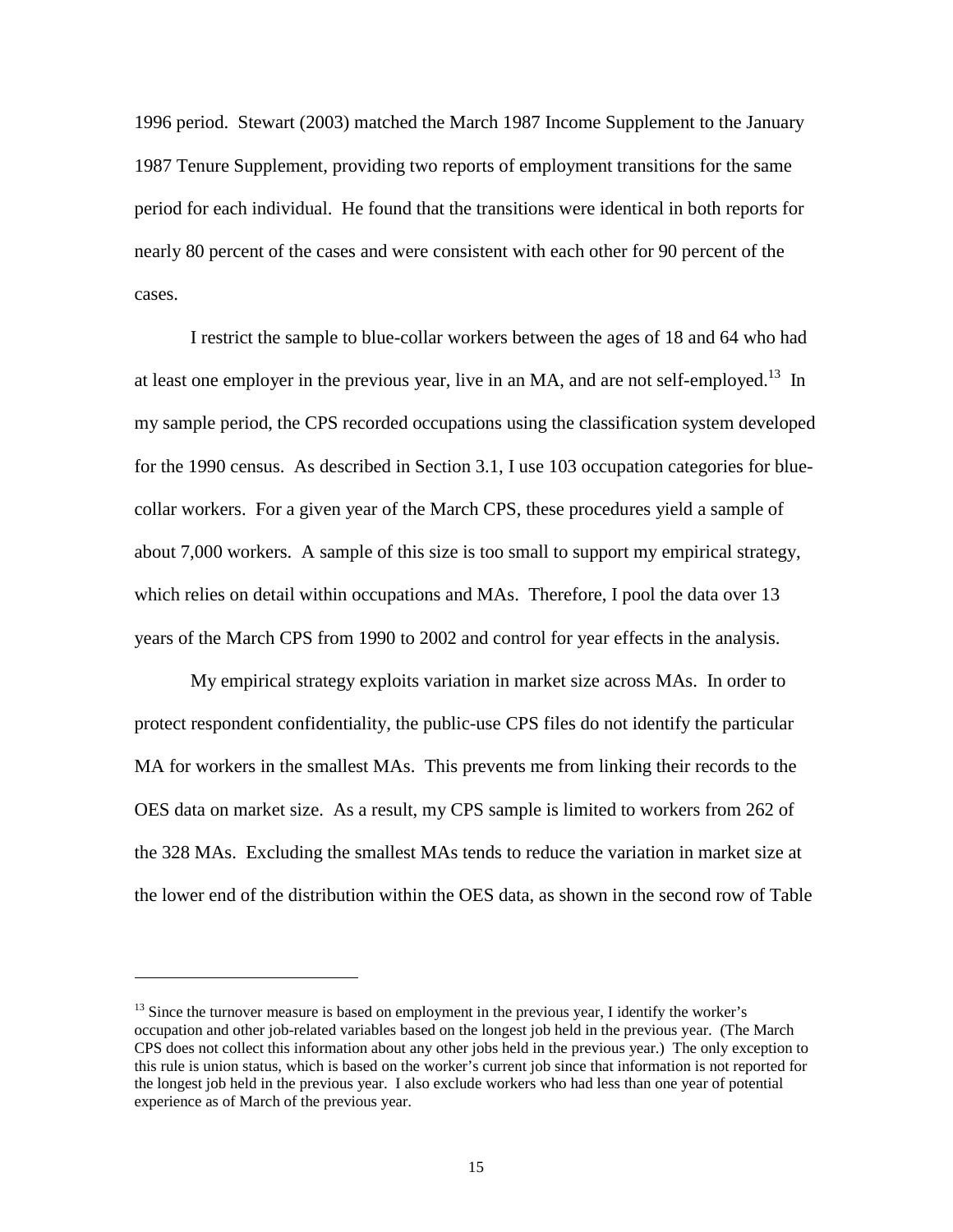1996 period. Stewart (2003) matched the March 1987 Income Supplement to the January 1987 Tenure Supplement, providing two reports of employment transitions for the same period for each individual. He found that the transitions were identical in both reports for nearly 80 percent of the cases and were consistent with each other for 90 percent of the cases.

I restrict the sample to blue-collar workers between the ages of 18 and 64 who had at least one employer in the previous year, live in an MA, and are not self-employed.[13] In my sample period, the CPS recorded occupations using the classification system developed for the 1990 census. As described in Section 3.1, I use 103 occupation categories for blue-collar workers. For a given year of the March CPS, these procedures yield a sample of about 7,000 workers. A sample of this size is too small to support my empirical strategy, which relies on detail within occupations and MAs. Therefore, I pool the data over 13 years of the March CPS from 1990 to 2002 and control for year effects in the analysis.

My empirical strategy exploits variation in market size across MAs. In order to protect respondent confidentiality, the public-use CPS files do not identify the particular MA for workers in the smallest MAs. This prevents me from linking their records to the OES data on market size. As a result, my CPS sample is limited to workers from 262 of the 328 MAs. Excluding the smallest MAs tends to reduce the variation in market size at the lower end of the distribution within the OES data, as shown in the second row of Table

---

[13] Since the turnover measure is based on employment in the previous year, I identify the worker's occupation and other job-related variables based on the longest job held in the previous year. (The March CPS does not collect this information about any other jobs held in the previous year.) The only exception to this rule is union status, which is based on the worker's current job since that information is not reported for the longest job held in the previous year. I also exclude workers who had less than one year of potential experience as of March of the previous year.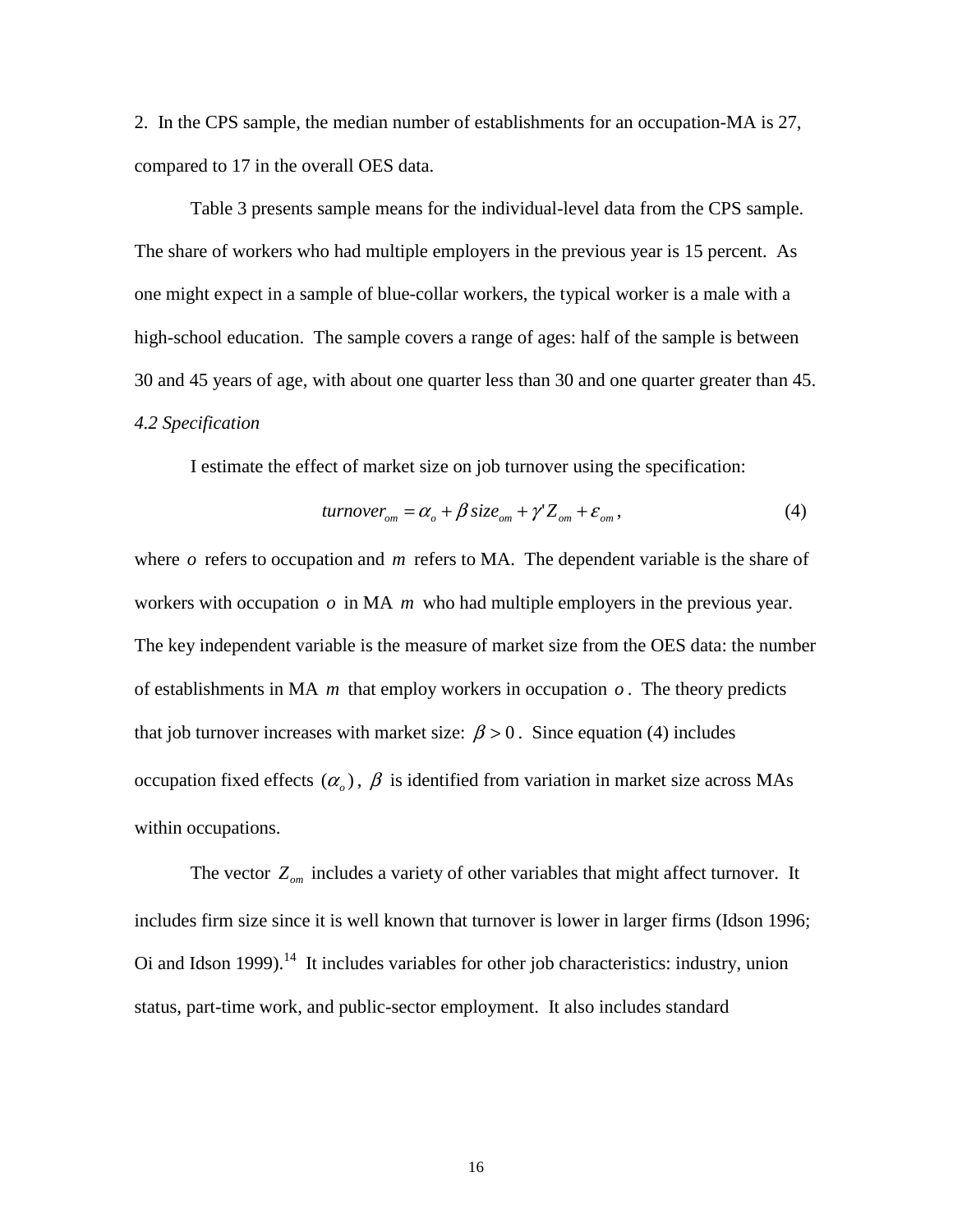2. In the CPS sample, the median number of establishments for an occupation-MA is 27, compared to 17 in the overall OES data.

Table 3 presents sample means for the individual-level data from the CPS sample. The share of workers who had multiple employers in the previous year is 15 percent. As one might expect in a sample of blue-collar workers, the typical worker is a male with a high-school education. The sample covers a range of ages: half of the sample is between 30 and 45 years of age, with about one quarter less than 30 and one quarter greater than 45.

*4.2 Specification*

I estimate the effect of market size on job turnover using the specification:

$$turnover_{om} = \alpha_o + \beta\, size_{om} + \gamma' Z_{om} + \varepsilon_{om}, \tag{4}$$

where $o$ refers to occupation and $m$ refers to MA. The dependent variable is the share of workers with occupation $o$ in MA $m$ who had multiple employers in the previous year. The key independent variable is the measure of market size from the OES data: the number of establishments in MA $m$ that employ workers in occupation $o$. The theory predicts that job turnover increases with market size: $\beta > 0$. Since equation (4) includes occupation fixed effects $(\alpha_o)$, $\beta$ is identified from variation in market size across MAs within occupations.

The vector $Z_{om}$ includes a variety of other variables that might affect turnover. It includes firm size since it is well known that turnover is lower in larger firms (Idson 1996; Oi and Idson 1999).[14] It includes variables for other job characteristics: industry, union status, part-time work, and public-sector employment. It also includes standard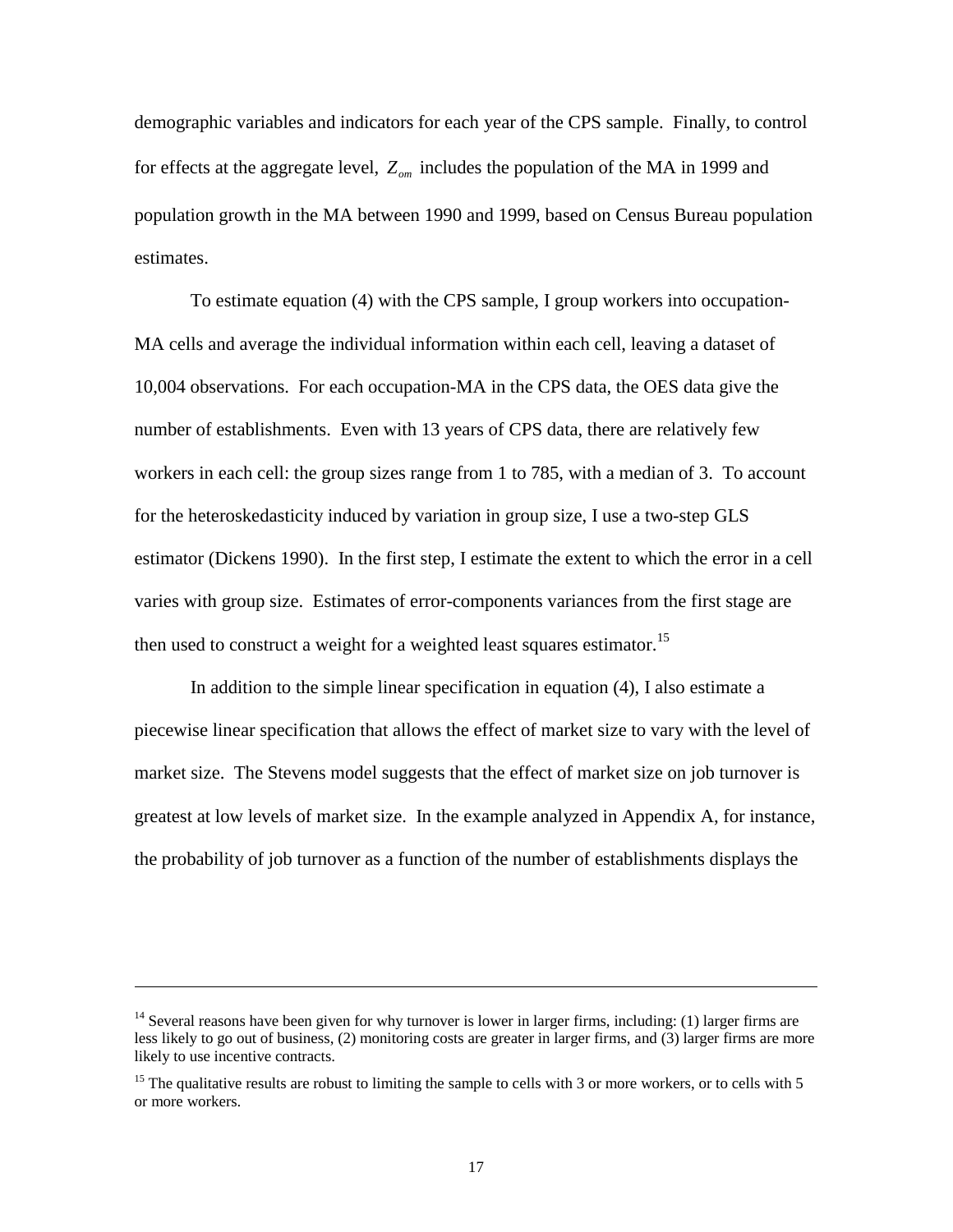demographic variables and indicators for each year of the CPS sample. Finally, to control for effects at the aggregate level, $Z_{om}$ includes the population of the MA in 1999 and population growth in the MA between 1990 and 1999, based on Census Bureau population estimates.

To estimate equation (4) with the CPS sample, I group workers into occupation-MA cells and average the individual information within each cell, leaving a dataset of 10,004 observations. For each occupation-MA in the CPS data, the OES data give the number of establishments. Even with 13 years of CPS data, there are relatively few workers in each cell: the group sizes range from 1 to 785, with a median of 3. To account for the heteroskedasticity induced by variation in group size, I use a two-step GLS estimator (Dickens 1990). In the first step, I estimate the extent to which the error in a cell varies with group size. Estimates of error-components variances from the first stage are then used to construct a weight for a weighted least squares estimator.[15]

In addition to the simple linear specification in equation (4), I also estimate a piecewise linear specification that allows the effect of market size to vary with the level of market size. The Stevens model suggests that the effect of market size on job turnover is greatest at low levels of market size. In the example analyzed in Appendix A, for instance, the probability of job turnover as a function of the number of establishments displays the

---

[14] Several reasons have been given for why turnover is lower in larger firms, including: (1) larger firms are less likely to go out of business, (2) monitoring costs are greater in larger firms, and (3) larger firms are more likely to use incentive contracts.

[15] The qualitative results are robust to limiting the sample to cells with 3 or more workers, or to cells with 5 or more workers.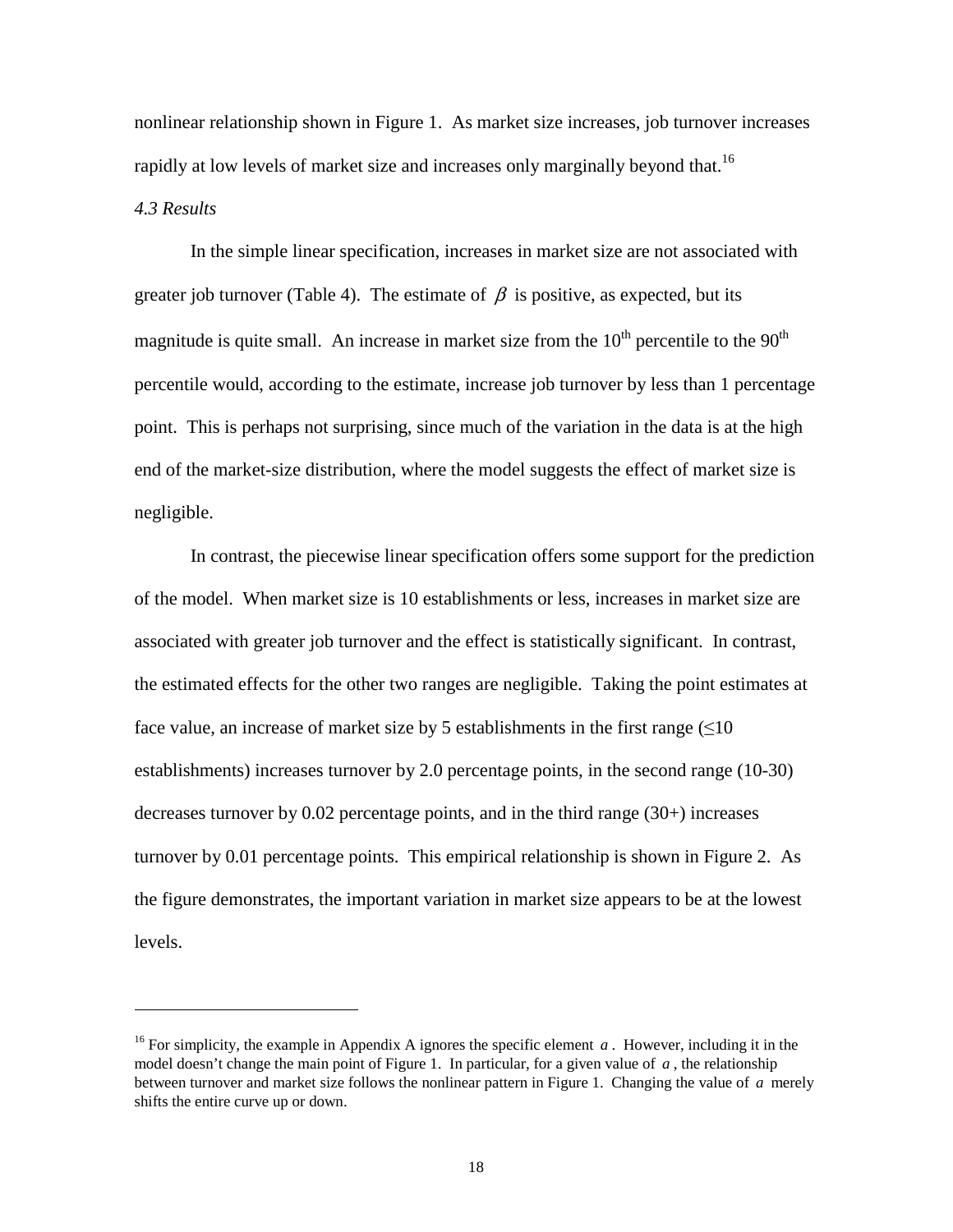nonlinear relationship shown in Figure 1. As market size increases, job turnover increases rapidly at low levels of market size and increases only marginally beyond that.[16]

*4.3 Results*

In the simple linear specification, increases in market size are not associated with greater job turnover (Table 4). The estimate of $\beta$ is positive, as expected, but its magnitude is quite small. An increase in market size from the 10[th] percentile to the 90[th] percentile would, according to the estimate, increase job turnover by less than 1 percentage point. This is perhaps not surprising, since much of the variation in the data is at the high end of the market-size distribution, where the model suggests the effect of market size is negligible.

In contrast, the piecewise linear specification offers some support for the prediction of the model. When market size is 10 establishments or less, increases in market size are associated with greater job turnover and the effect is statistically significant. In contrast, the estimated effects for the other two ranges are negligible. Taking the point estimates at face value, an increase of market size by 5 establishments in the first range ($\leq 10$ establishments) increases turnover by 2.0 percentage points, in the second range (10-30) decreases turnover by 0.02 percentage points, and in the third range (30+) increases turnover by 0.01 percentage points. This empirical relationship is shown in Figure 2. As the figure demonstrates, the important variation in market size appears to be at the lowest levels.

---

[16] For simplicity, the example in Appendix A ignores the specific element $a$. However, including it in the model doesn't change the main point of Figure 1. In particular, for a given value of $a$, the relationship between turnover and market size follows the nonlinear pattern in Figure 1. Changing the value of $a$ merely shifts the entire curve up or down.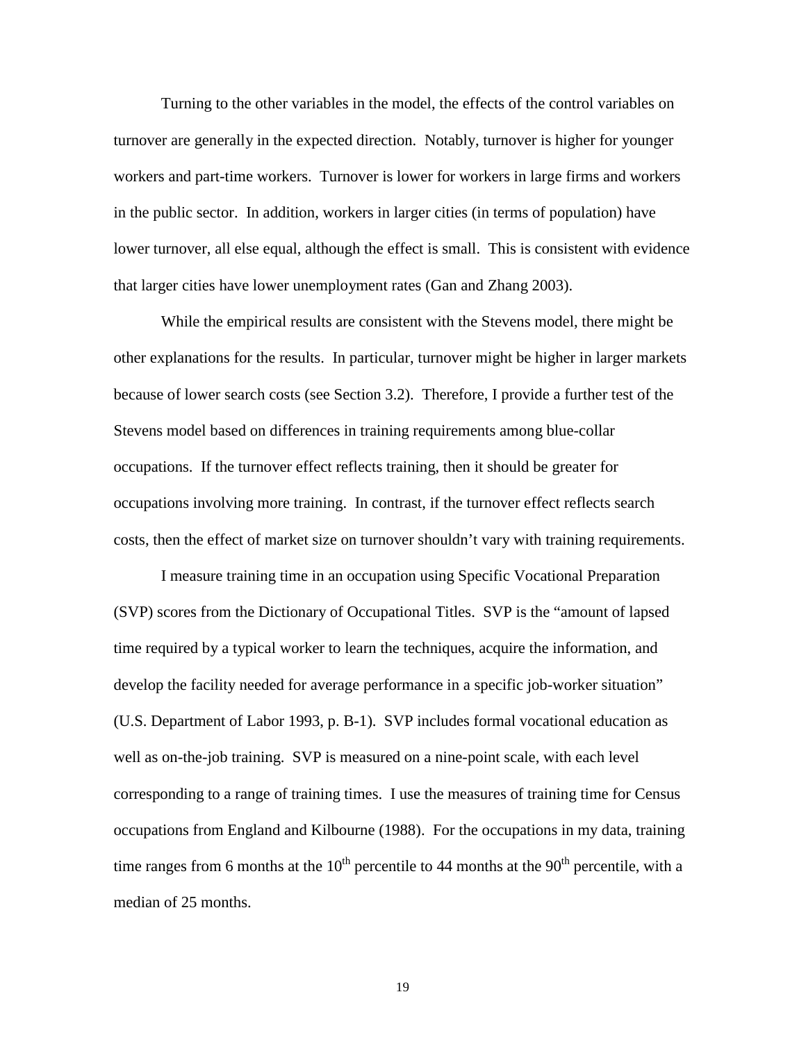Turning to the other variables in the model, the effects of the control variables on turnover are generally in the expected direction. Notably, turnover is higher for younger workers and part-time workers. Turnover is lower for workers in large firms and workers in the public sector. In addition, workers in larger cities (in terms of population) have lower turnover, all else equal, although the effect is small. This is consistent with evidence that larger cities have lower unemployment rates (Gan and Zhang 2003).

While the empirical results are consistent with the Stevens model, there might be other explanations for the results. In particular, turnover might be higher in larger markets because of lower search costs (see Section 3.2). Therefore, I provide a further test of the Stevens model based on differences in training requirements among blue-collar occupations. If the turnover effect reflects training, then it should be greater for occupations involving more training. In contrast, if the turnover effect reflects search costs, then the effect of market size on turnover shouldn't vary with training requirements.

I measure training time in an occupation using Specific Vocational Preparation (SVP) scores from the Dictionary of Occupational Titles. SVP is the "amount of lapsed time required by a typical worker to learn the techniques, acquire the information, and develop the facility needed for average performance in a specific job-worker situation" (U.S. Department of Labor 1993, p. B-1). SVP includes formal vocational education as well as on-the-job training. SVP is measured on a nine-point scale, with each level corresponding to a range of training times. I use the measures of training time for Census occupations from England and Kilbourne (1988). For the occupations in my data, training time ranges from 6 months at the 10th percentile to 44 months at the 90th percentile, with a median of 25 months.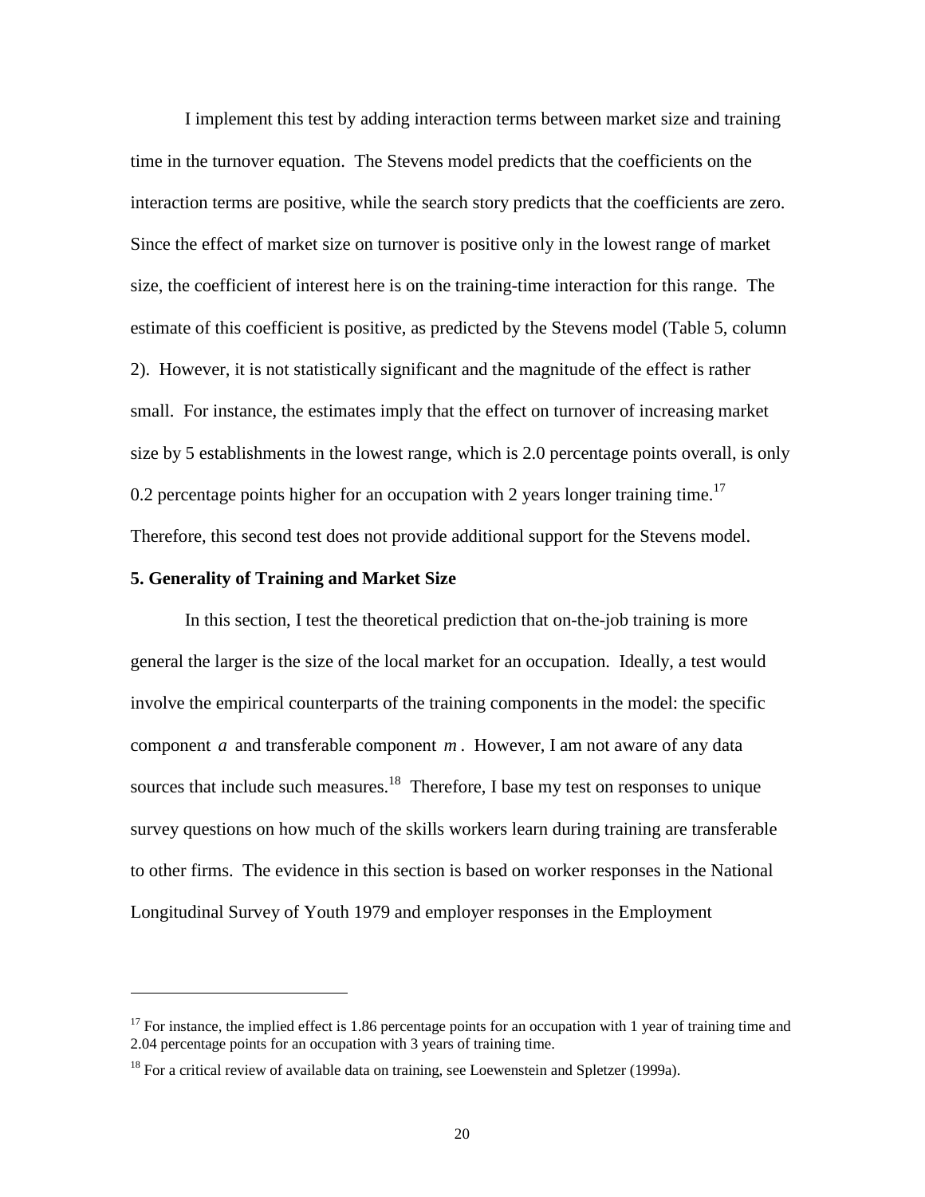I implement this test by adding interaction terms between market size and training time in the turnover equation. The Stevens model predicts that the coefficients on the interaction terms are positive, while the search story predicts that the coefficients are zero. Since the effect of market size on turnover is positive only in the lowest range of market size, the coefficient of interest here is on the training-time interaction for this range. The estimate of this coefficient is positive, as predicted by the Stevens model (Table 5, column 2). However, it is not statistically significant and the magnitude of the effect is rather small. For instance, the estimates imply that the effect on turnover of increasing market size by 5 establishments in the lowest range, which is 2.0 percentage points overall, is only 0.2 percentage points higher for an occupation with 2 years longer training time.[17] Therefore, this second test does not provide additional support for the Stevens model.

### 5. Generality of Training and Market Size

In this section, I test the theoretical prediction that on-the-job training is more general the larger is the size of the local market for an occupation. Ideally, a test would involve the empirical counterparts of the training components in the model: the specific component $a$ and transferable component $m$. However, I am not aware of any data sources that include such measures.[18] Therefore, I base my test on responses to unique survey questions on how much of the skills workers learn during training are transferable to other firms. The evidence in this section is based on worker responses in the National Longitudinal Survey of Youth 1979 and employer responses in the Employment

---

[17] For instance, the implied effect is 1.86 percentage points for an occupation with 1 year of training time and 2.04 percentage points for an occupation with 3 years of training time.

[18] For a critical review of available data on training, see Loewenstein and Spletzer (1999a).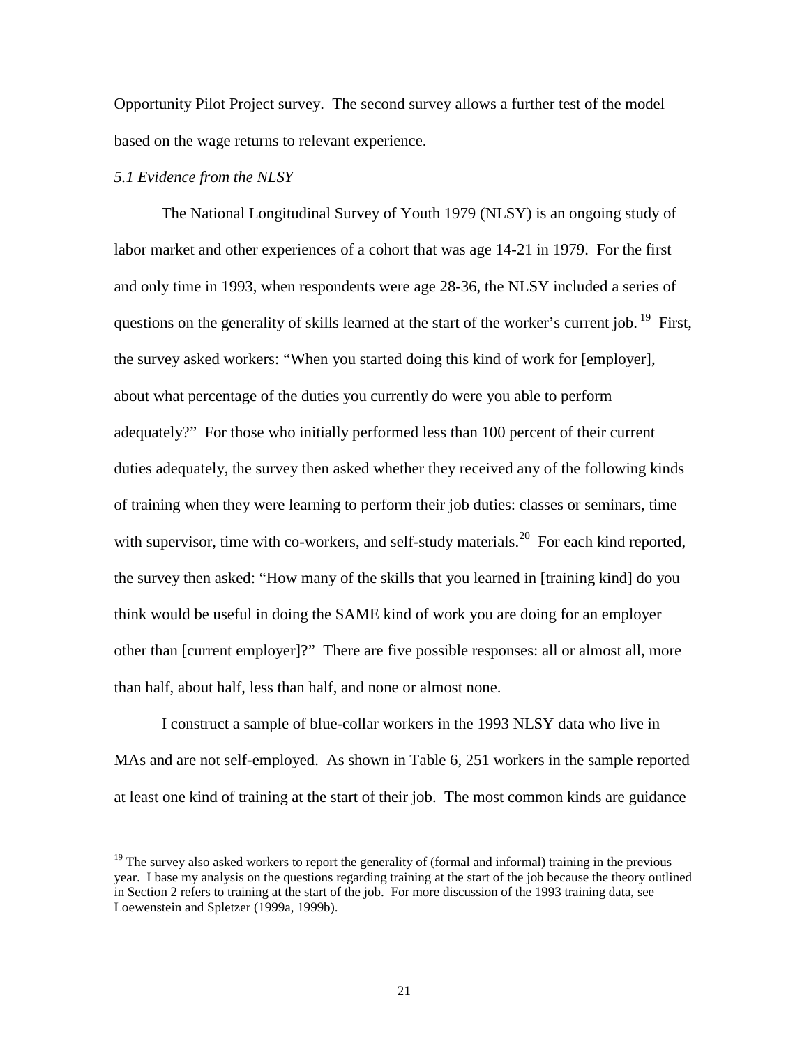Opportunity Pilot Project survey. The second survey allows a further test of the model based on the wage returns to relevant experience.

*5.1 Evidence from the NLSY*

The National Longitudinal Survey of Youth 1979 (NLSY) is an ongoing study of labor market and other experiences of a cohort that was age 14-21 in 1979. For the first and only time in 1993, when respondents were age 28-36, the NLSY included a series of questions on the generality of skills learned at the start of the worker's current job.[19] First, the survey asked workers: "When you started doing this kind of work for [employer], about what percentage of the duties you currently do were you able to perform adequately?" For those who initially performed less than 100 percent of their current duties adequately, the survey then asked whether they received any of the following kinds of training when they were learning to perform their job duties: classes or seminars, time with supervisor, time with co-workers, and self-study materials.[20] For each kind reported, the survey then asked: "How many of the skills that you learned in [training kind] do you think would be useful in doing the SAME kind of work you are doing for an employer other than [current employer]?" There are five possible responses: all or almost all, more than half, about half, less than half, and none or almost none.

I construct a sample of blue-collar workers in the 1993 NLSY data who live in MAs and are not self-employed. As shown in Table 6, 251 workers in the sample reported at least one kind of training at the start of their job. The most common kinds are guidance

---

[19] The survey also asked workers to report the generality of (formal and informal) training in the previous year. I base my analysis on the questions regarding training at the start of the job because the theory outlined in Section 2 refers to training at the start of the job. For more discussion of the 1993 training data, see Loewenstein and Spletzer (1999a, 1999b).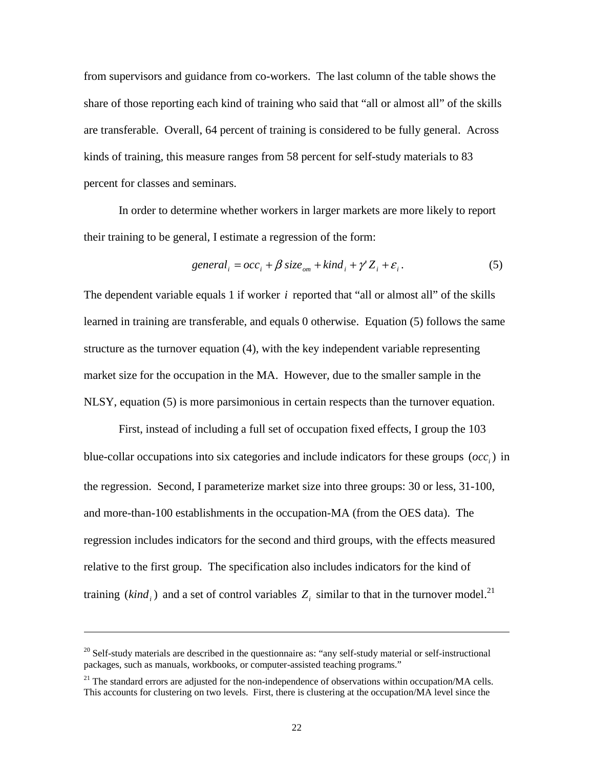from supervisors and guidance from co-workers. The last column of the table shows the share of those reporting each kind of training who said that "all or almost all" of the skills are transferable. Overall, 64 percent of training is considered to be fully general. Across kinds of training, this measure ranges from 58 percent for self-study materials to 83 percent for classes and seminars.

In order to determine whether workers in larger markets are more likely to report their training to be general, I estimate a regression of the form:

$$general_i = occ_i + \beta\, size_{om} + kind_i + \gamma' Z_i + \varepsilon_i \,. \tag{5}$$

The dependent variable equals 1 if worker $i$ reported that "all or almost all" of the skills learned in training are transferable, and equals 0 otherwise. Equation (5) follows the same structure as the turnover equation (4), with the key independent variable representing market size for the occupation in the MA. However, due to the smaller sample in the NLSY, equation (5) is more parsimonious in certain respects than the turnover equation.

First, instead of including a full set of occupation fixed effects, I group the 103 blue-collar occupations into six categories and include indicators for these groups $(occ_i)$ in the regression. Second, I parameterize market size into three groups: 30 or less, 31-100, and more-than-100 establishments in the occupation-MA (from the OES data). The regression includes indicators for the second and third groups, with the effects measured relative to the first group. The specification also includes indicators for the kind of training $(kind_i)$ and a set of control variables $Z_i$ similar to that in the turnover model.[21]

---

[20] Self-study materials are described in the questionnaire as: "any self-study material or self-instructional packages, such as manuals, workbooks, or computer-assisted teaching programs."

[21] The standard errors are adjusted for the non-independence of observations within occupation/MA cells. This accounts for clustering on two levels. First, there is clustering at the occupation/MA level since the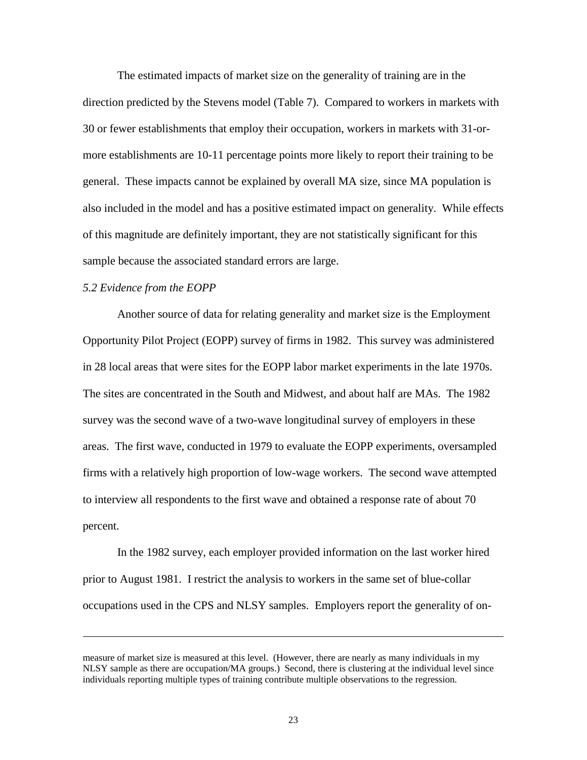The estimated impacts of market size on the generality of training are in the direction predicted by the Stevens model (Table 7). Compared to workers in markets with 30 or fewer establishments that employ their occupation, workers in markets with 31-or-more establishments are 10-11 percentage points more likely to report their training to be general. These impacts cannot be explained by overall MA size, since MA population is also included in the model and has a positive estimated impact on generality. While effects of this magnitude are definitely important, they are not statistically significant for this sample because the associated standard errors are large.

*5.2 Evidence from the EOPP*

Another source of data for relating generality and market size is the Employment Opportunity Pilot Project (EOPP) survey of firms in 1982. This survey was administered in 28 local areas that were sites for the EOPP labor market experiments in the late 1970s. The sites are concentrated in the South and Midwest, and about half are MAs. The 1982 survey was the second wave of a two-wave longitudinal survey of employers in these areas. The first wave, conducted in 1979 to evaluate the EOPP experiments, oversampled firms with a relatively high proportion of low-wage workers. The second wave attempted to interview all respondents to the first wave and obtained a response rate of about 70 percent.

In the 1982 survey, each employer provided information on the last worker hired prior to August 1981. I restrict the analysis to workers in the same set of blue-collar occupations used in the CPS and NLSY samples. Employers report the generality of on-

---

measure of market size is measured at this level. (However, there are nearly as many individuals in my NLSY sample as there are occupation/MA groups.) Second, there is clustering at the individual level since individuals reporting multiple types of training contribute multiple observations to the regression.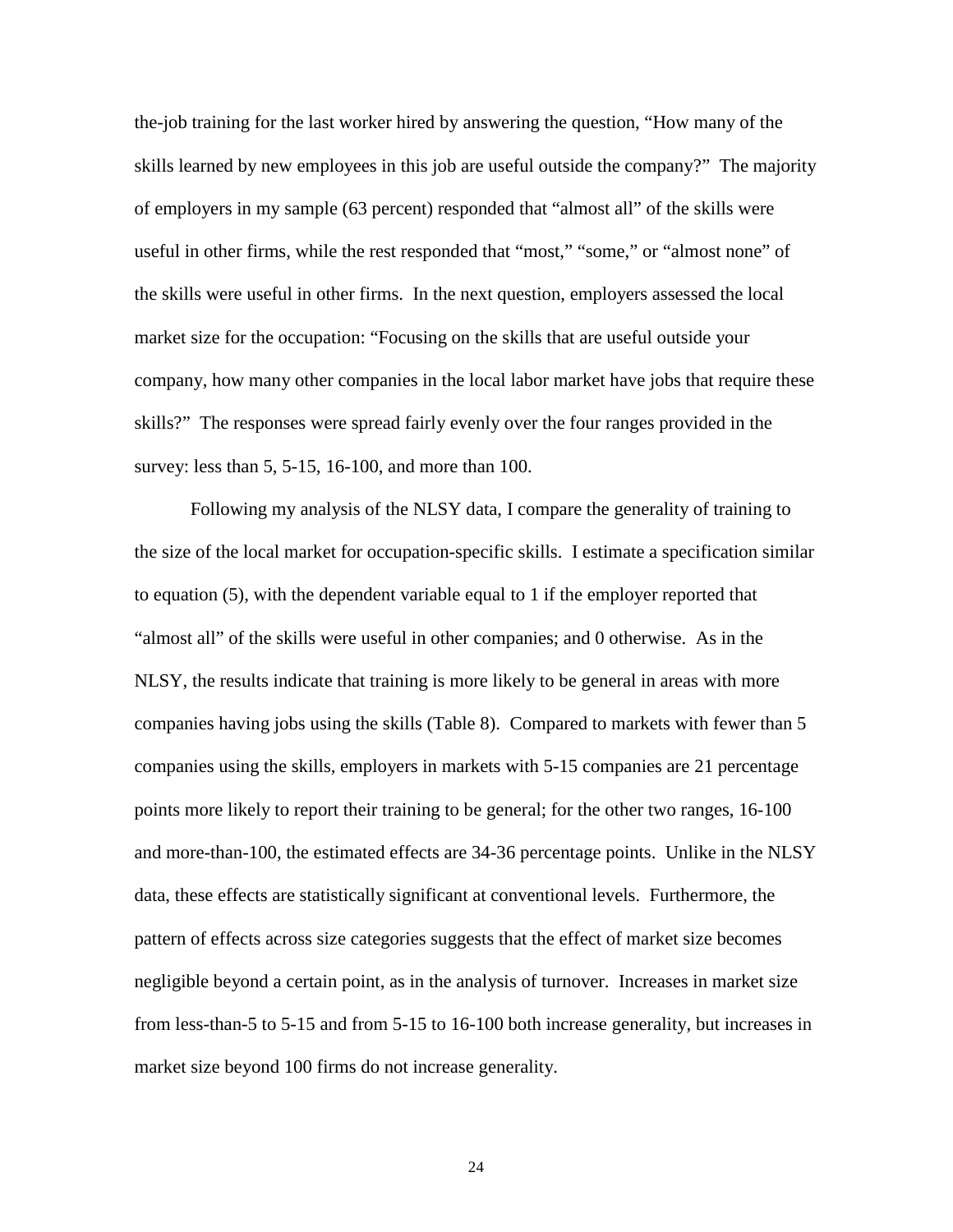the-job training for the last worker hired by answering the question, "How many of the skills learned by new employees in this job are useful outside the company?" The majority of employers in my sample (63 percent) responded that "almost all" of the skills were useful in other firms, while the rest responded that "most," "some," or "almost none" of the skills were useful in other firms. In the next question, employers assessed the local market size for the occupation: "Focusing on the skills that are useful outside your company, how many other companies in the local labor market have jobs that require these skills?" The responses were spread fairly evenly over the four ranges provided in the survey: less than 5, 5-15, 16-100, and more than 100.

Following my analysis of the NLSY data, I compare the generality of training to the size of the local market for occupation-specific skills. I estimate a specification similar to equation (5), with the dependent variable equal to 1 if the employer reported that "almost all" of the skills were useful in other companies; and 0 otherwise. As in the NLSY, the results indicate that training is more likely to be general in areas with more companies having jobs using the skills (Table 8). Compared to markets with fewer than 5 companies using the skills, employers in markets with 5-15 companies are 21 percentage points more likely to report their training to be general; for the other two ranges, 16-100 and more-than-100, the estimated effects are 34-36 percentage points. Unlike in the NLSY data, these effects are statistically significant at conventional levels. Furthermore, the pattern of effects across size categories suggests that the effect of market size becomes negligible beyond a certain point, as in the analysis of turnover. Increases in market size from less-than-5 to 5-15 and from 5-15 to 16-100 both increase generality, but increases in market size beyond 100 firms do not increase generality.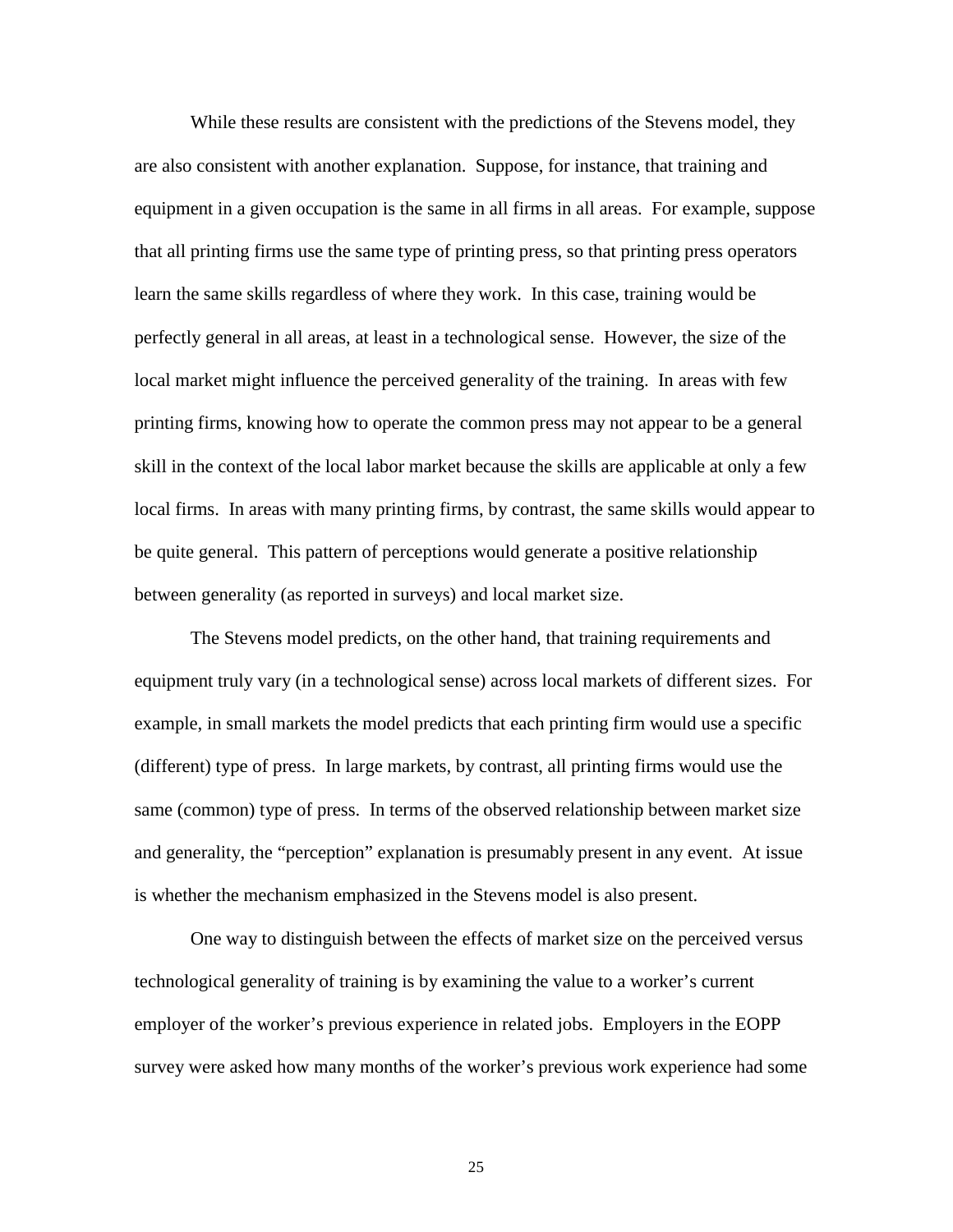While these results are consistent with the predictions of the Stevens model, they are also consistent with another explanation. Suppose, for instance, that training and equipment in a given occupation is the same in all firms in all areas. For example, suppose that all printing firms use the same type of printing press, so that printing press operators learn the same skills regardless of where they work. In this case, training would be perfectly general in all areas, at least in a technological sense. However, the size of the local market might influence the perceived generality of the training. In areas with few printing firms, knowing how to operate the common press may not appear to be a general skill in the context of the local labor market because the skills are applicable at only a few local firms. In areas with many printing firms, by contrast, the same skills would appear to be quite general. This pattern of perceptions would generate a positive relationship between generality (as reported in surveys) and local market size.

The Stevens model predicts, on the other hand, that training requirements and equipment truly vary (in a technological sense) across local markets of different sizes. For example, in small markets the model predicts that each printing firm would use a specific (different) type of press. In large markets, by contrast, all printing firms would use the same (common) type of press. In terms of the observed relationship between market size and generality, the "perception" explanation is presumably present in any event. At issue is whether the mechanism emphasized in the Stevens model is also present.

One way to distinguish between the effects of market size on the perceived versus technological generality of training is by examining the value to a worker's current employer of the worker's previous experience in related jobs. Employers in the EOPP survey were asked how many months of the worker's previous work experience had some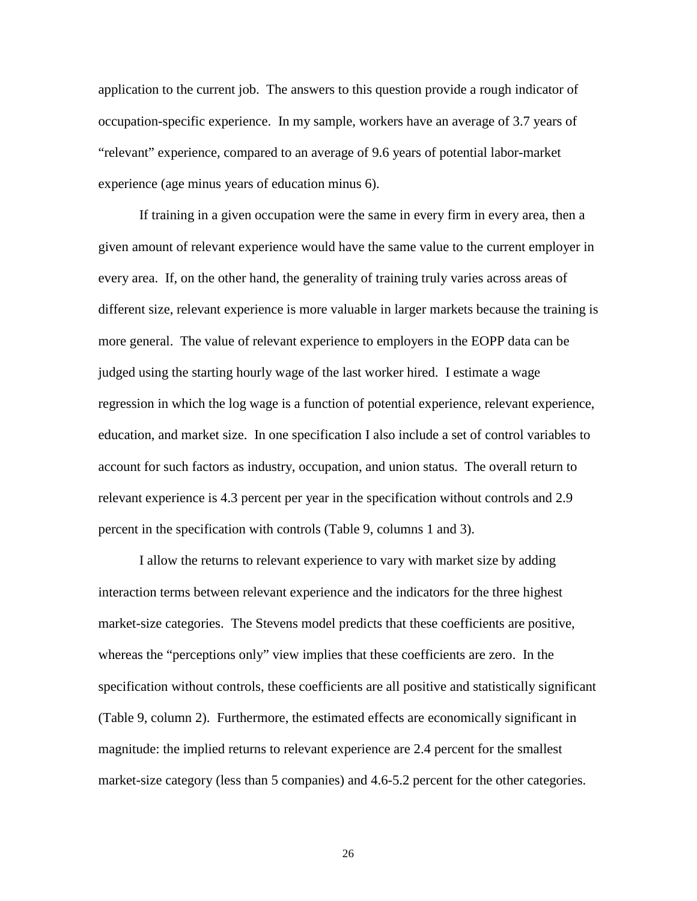application to the current job. The answers to this question provide a rough indicator of occupation-specific experience. In my sample, workers have an average of 3.7 years of "relevant" experience, compared to an average of 9.6 years of potential labor-market experience (age minus years of education minus 6).

If training in a given occupation were the same in every firm in every area, then a given amount of relevant experience would have the same value to the current employer in every area. If, on the other hand, the generality of training truly varies across areas of different size, relevant experience is more valuable in larger markets because the training is more general. The value of relevant experience to employers in the EOPP data can be judged using the starting hourly wage of the last worker hired. I estimate a wage regression in which the log wage is a function of potential experience, relevant experience, education, and market size. In one specification I also include a set of control variables to account for such factors as industry, occupation, and union status. The overall return to relevant experience is 4.3 percent per year in the specification without controls and 2.9 percent in the specification with controls (Table 9, columns 1 and 3).

I allow the returns to relevant experience to vary with market size by adding interaction terms between relevant experience and the indicators for the three highest market-size categories. The Stevens model predicts that these coefficients are positive, whereas the "perceptions only" view implies that these coefficients are zero. In the specification without controls, these coefficients are all positive and statistically significant (Table 9, column 2). Furthermore, the estimated effects are economically significant in magnitude: the implied returns to relevant experience are 2.4 percent for the smallest market-size category (less than 5 companies) and 4.6-5.2 percent for the other categories.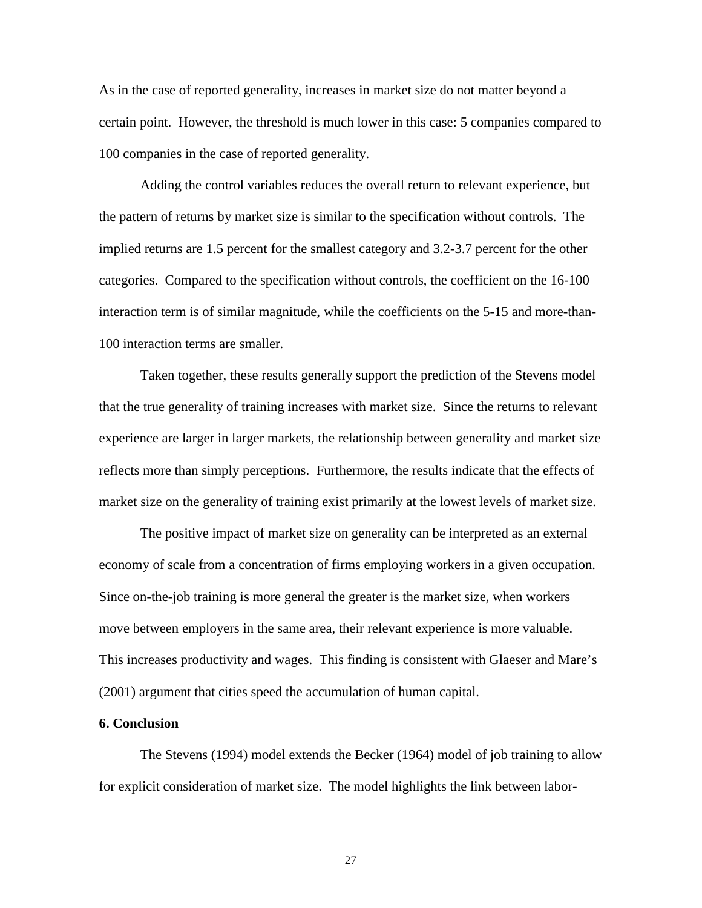As in the case of reported generality, increases in market size do not matter beyond a certain point. However, the threshold is much lower in this case: 5 companies compared to 100 companies in the case of reported generality.

Adding the control variables reduces the overall return to relevant experience, but the pattern of returns by market size is similar to the specification without controls. The implied returns are 1.5 percent for the smallest category and 3.2-3.7 percent for the other categories. Compared to the specification without controls, the coefficient on the 16-100 interaction term is of similar magnitude, while the coefficients on the 5-15 and more-than-100 interaction terms are smaller.

Taken together, these results generally support the prediction of the Stevens model that the true generality of training increases with market size. Since the returns to relevant experience are larger in larger markets, the relationship between generality and market size reflects more than simply perceptions. Furthermore, the results indicate that the effects of market size on the generality of training exist primarily at the lowest levels of market size.

The positive impact of market size on generality can be interpreted as an external economy of scale from a concentration of firms employing workers in a given occupation. Since on-the-job training is more general the greater is the market size, when workers move between employers in the same area, their relevant experience is more valuable. This increases productivity and wages. This finding is consistent with Glaeser and Mare's (2001) argument that cities speed the accumulation of human capital.

## 6. Conclusion

The Stevens (1994) model extends the Becker (1964) model of job training to allow for explicit consideration of market size. The model highlights the link between labor-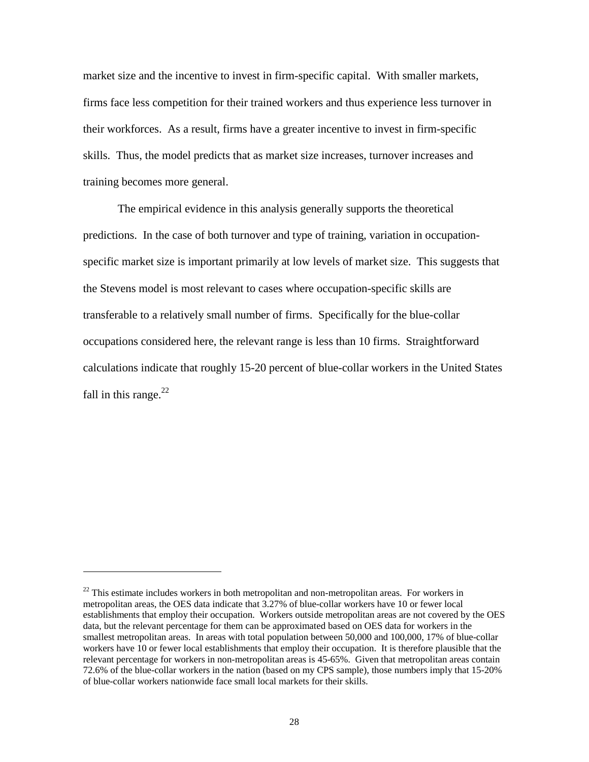market size and the incentive to invest in firm-specific capital. With smaller markets, firms face less competition for their trained workers and thus experience less turnover in their workforces. As a result, firms have a greater incentive to invest in firm-specific skills. Thus, the model predicts that as market size increases, turnover increases and training becomes more general.

The empirical evidence in this analysis generally supports the theoretical predictions. In the case of both turnover and type of training, variation in occupation-specific market size is important primarily at low levels of market size. This suggests that the Stevens model is most relevant to cases where occupation-specific skills are transferable to a relatively small number of firms. Specifically for the blue-collar occupations considered here, the relevant range is less than 10 firms. Straightforward calculations indicate that roughly 15-20 percent of blue-collar workers in the United States fall in this range.[22]

---

[22] This estimate includes workers in both metropolitan and non-metropolitan areas. For workers in metropolitan areas, the OES data indicate that 3.27% of blue-collar workers have 10 or fewer local establishments that employ their occupation. Workers outside metropolitan areas are not covered by the OES data, but the relevant percentage for them can be approximated based on OES data for workers in the smallest metropolitan areas. In areas with total population between 50,000 and 100,000, 17% of blue-collar workers have 10 or fewer local establishments that employ their occupation. It is therefore plausible that the relevant percentage for workers in non-metropolitan areas is 45-65%. Given that metropolitan areas contain 72.6% of the blue-collar workers in the nation (based on my CPS sample), those numbers imply that 15-20% of blue-collar workers nationwide face small local markets for their skills.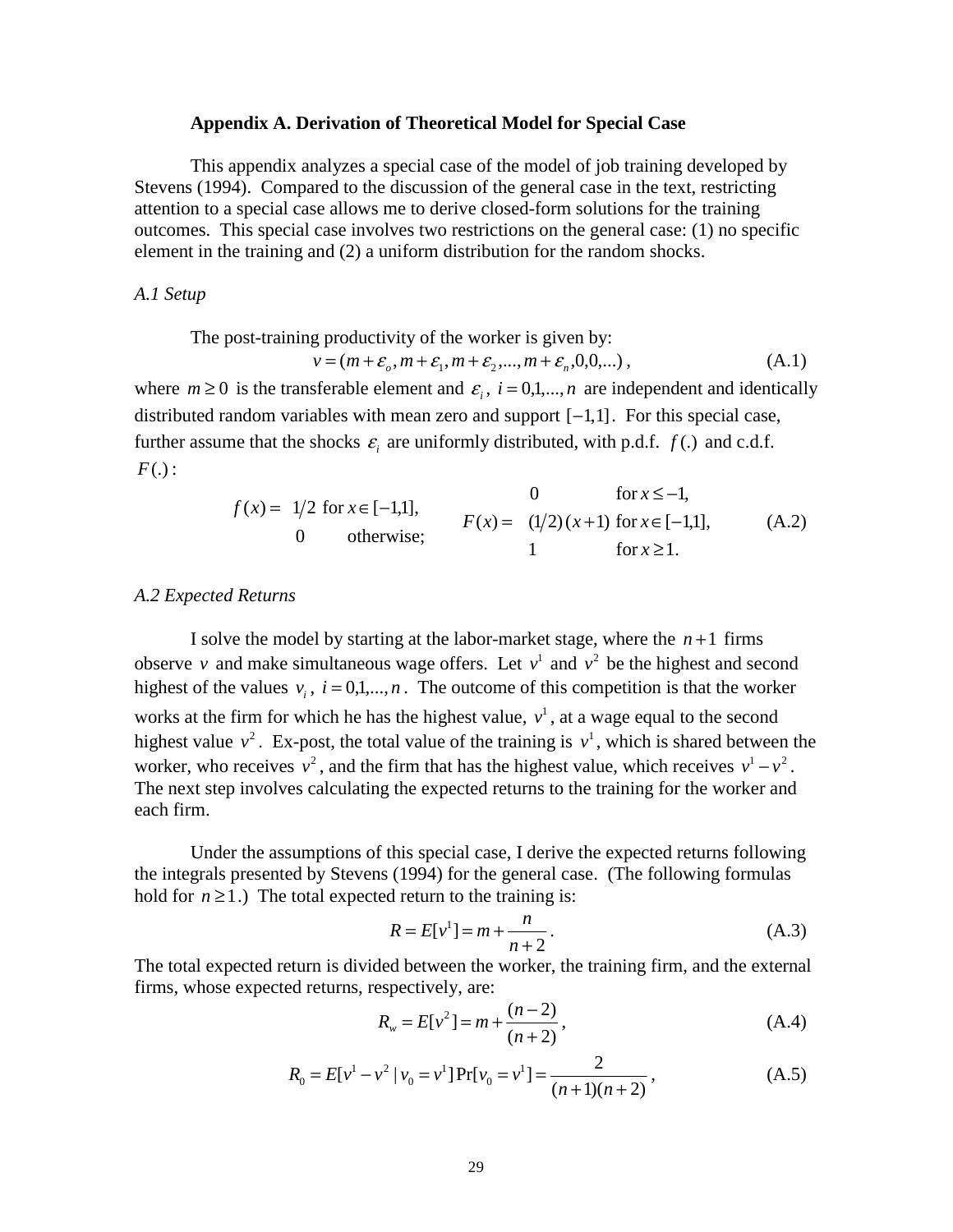### Appendix A. Derivation of Theoretical Model for Special Case

This appendix analyzes a special case of the model of job training developed by Stevens (1994). Compared to the discussion of the general case in the text, restricting attention to a special case allows me to derive closed-form solutions for the training outcomes. This special case involves two restrictions on the general case: (1) no specific element in the training and (2) a uniform distribution for the random shocks.

*A.1 Setup*

The post-training productivity of the worker is given by:

$$v = (m + \varepsilon_o, m + \varepsilon_1, m + \varepsilon_2, ..., m + \varepsilon_n, 0, 0, ...) , \tag{A.1}$$

where $m \geq 0$ is the transferable element and $\varepsilon_i$, $i = 0,1,...,n$ are independent and identically distributed random variables with mean zero and support $[-1,1]$. For this special case, further assume that the shocks $\varepsilon_i$ are uniformly distributed, with p.d.f. $f(.)$ and c.d.f. $F(.)$:

$$f(x) = \begin{cases} 1/2 & \text{for } x \in [-1,1], \\ 0 & \text{otherwise;} \end{cases} \qquad F(x) = \begin{cases} 0 & \text{for } x \leq -1, \\ (1/2)(x+1) & \text{for } x \in [-1,1], \\ 1 & \text{for } x \geq 1. \end{cases} \tag{A.2}$$

*A.2 Expected Returns*

I solve the model by starting at the labor-market stage, where the $n+1$ firms observe $v$ and make simultaneous wage offers. Let $v^1$ and $v^2$ be the highest and second highest of the values $v_i$, $i = 0,1,...,n$. The outcome of this competition is that the worker works at the firm for which he has the highest value, $v^1$, at a wage equal to the second highest value $v^2$. Ex-post, the total value of the training is $v^1$, which is shared between the worker, who receives $v^2$, and the firm that has the highest value, which receives $v^1 - v^2$. The next step involves calculating the expected returns to the training for the worker and each firm.

Under the assumptions of this special case, I derive the expected returns following the integrals presented by Stevens (1994) for the general case. (The following formulas hold for $n \geq 1$.) The total expected return to the training is:

$$R = E[v^1] = m + \frac{n}{n+2} . \tag{A.3}$$

The total expected return is divided between the worker, the training firm, and the external firms, whose expected returns, respectively, are:

$$R_w = E[v^2] = m + \frac{(n-2)}{(n+2)} , \tag{A.4}$$

$$R_0 = E[v^1 - v^2 \mid v_0 = v^1] \Pr[v_0 = v^1] = \frac{2}{(n+1)(n+2)} , \tag{A.5}$$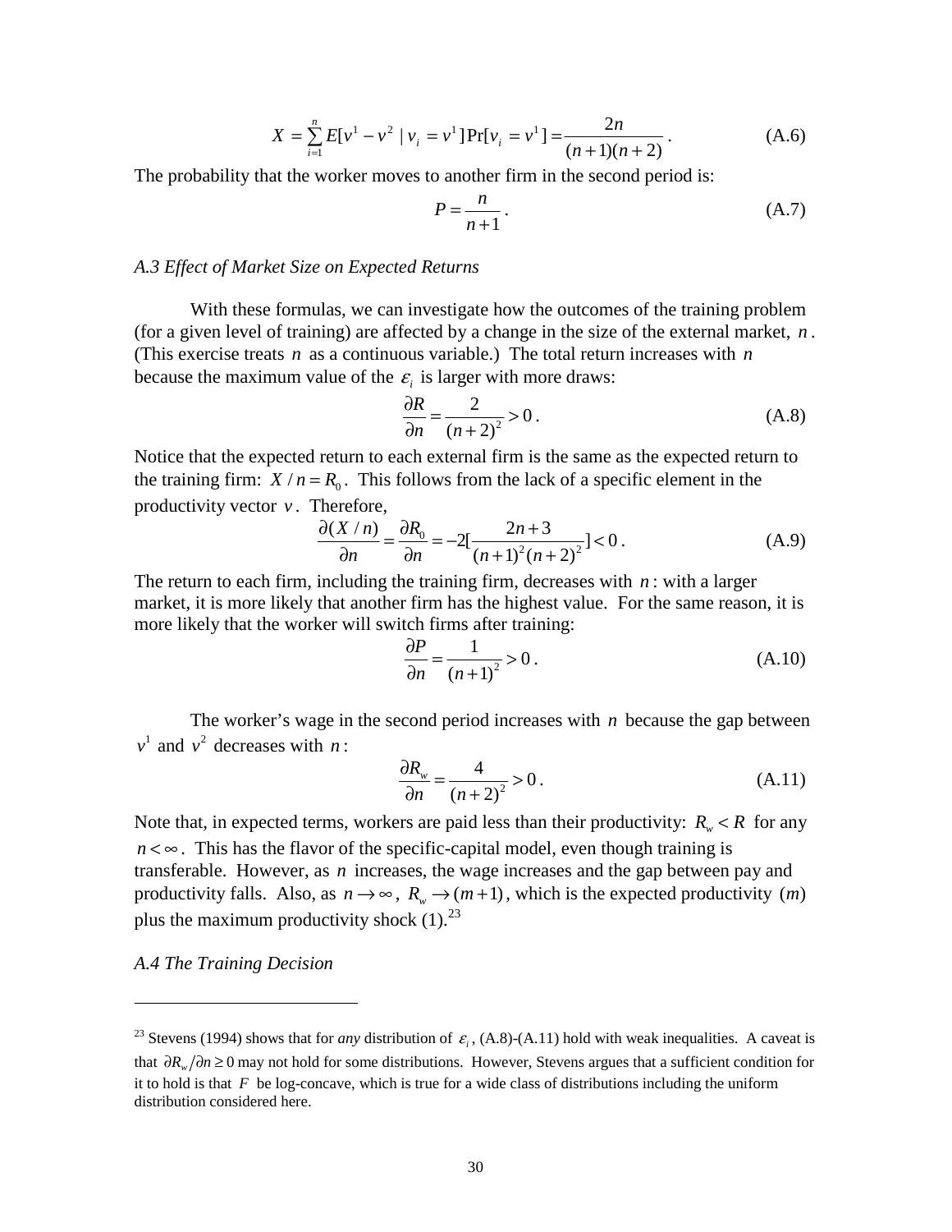$$X = \sum_{i=1}^{n} E[v^1 - v^2 \mid v_i = v^1]\Pr[v_i = v^1] = \frac{2n}{(n+1)(n+2)}. \tag{A.6}$$

The probability that the worker moves to another firm in the second period is:

$$P = \frac{n}{n+1}. \tag{A.7}$$

*A.3 Effect of Market Size on Expected Returns*

With these formulas, we can investigate how the outcomes of the training problem (for a given level of training) are affected by a change in the size of the external market, $n$. (This exercise treats $n$ as a continuous variable.) The total return increases with $n$ because the maximum value of the $\varepsilon_i$ is larger with more draws:

$$\frac{\partial R}{\partial n} = \frac{2}{(n+2)^2} > 0. \tag{A.8}$$

Notice that the expected return to each external firm is the same as the expected return to the training firm: $X / n = R_0$. This follows from the lack of a specific element in the productivity vector $v$. Therefore,

$$\frac{\partial (X/n)}{\partial n} = \frac{\partial R_0}{\partial n} = -2\left[\frac{2n+3}{(n+1)^2(n+2)^2}\right] < 0. \tag{A.9}$$

The return to each firm, including the training firm, decreases with $n$: with a larger market, it is more likely that another firm has the highest value. For the same reason, it is more likely that the worker will switch firms after training:

$$\frac{\partial P}{\partial n} = \frac{1}{(n+1)^2} > 0. \tag{A.10}$$

The worker's wage in the second period increases with $n$ because the gap between $v^1$ and $v^2$ decreases with $n$:

$$\frac{\partial R_w}{\partial n} = \frac{4}{(n+2)^2} > 0. \tag{A.11}$$

Note that, in expected terms, workers are paid less than their productivity: $R_w < R$ for any $n < \infty$. This has the flavor of the specific-capital model, even though training is transferable. However, as $n$ increases, the wage increases and the gap between pay and productivity falls. Also, as $n \to \infty$, $R_w \to (m+1)$, which is the expected productivity $(m)$ plus the maximum productivity shock (1).[23]

*A.4 The Training Decision*

---

[23] Stevens (1994) shows that for *any* distribution of $\varepsilon_i$, (A.8)-(A.11) hold with weak inequalities. A caveat is that $\partial R_w / \partial n \geq 0$ may not hold for some distributions. However, Stevens argues that a sufficient condition for it to hold is that $F$ be log-concave, which is true for a wide class of distributions including the uniform distribution considered here.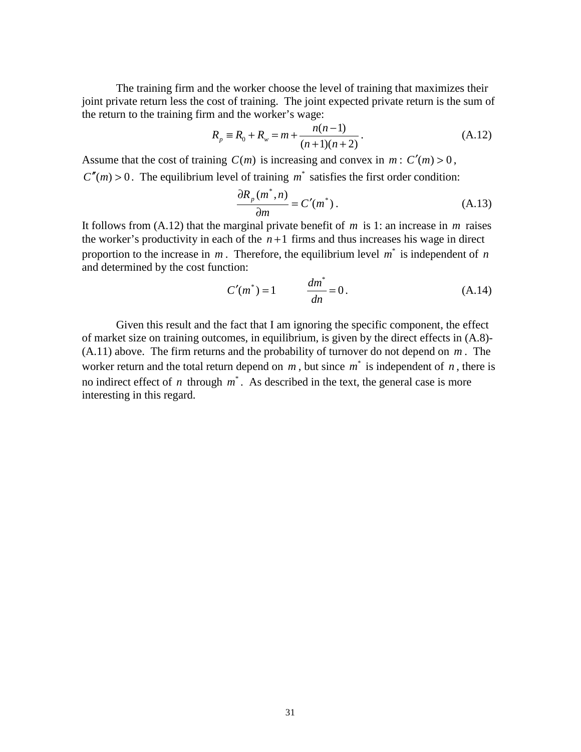The training firm and the worker choose the level of training that maximizes their joint private return less the cost of training. The joint expected private return is the sum of the return to the training firm and the worker's wage:

$$R_p \equiv R_0 + R_w = m + \frac{n(n-1)}{(n+1)(n+2)}. \tag{A.12}$$

Assume that the cost of training $C(m)$ is increasing and convex in $m$: $C'(m) > 0$, $C''(m) > 0$. The equilibrium level of training $m^*$ satisfies the first order condition:

$$\frac{\partial R_p(m^*, n)}{\partial m} = C'(m^*). \tag{A.13}$$

It follows from (A.12) that the marginal private benefit of $m$ is 1: an increase in $m$ raises the worker's productivity in each of the $n+1$ firms and thus increases his wage in direct proportion to the increase in $m$. Therefore, the equilibrium level $m^*$ is independent of $n$ and determined by the cost function:

$$C'(m^*) = 1 \qquad \frac{dm^*}{dn} = 0. \tag{A.14}$$

Given this result and the fact that I am ignoring the specific component, the effect of market size on training outcomes, in equilibrium, is given by the direct effects in (A.8)-(A.11) above. The firm returns and the probability of turnover do not depend on $m$. The worker return and the total return depend on $m$, but since $m^*$ is independent of $n$, there is no indirect effect of $n$ through $m^*$. As described in the text, the general case is more interesting in this regard.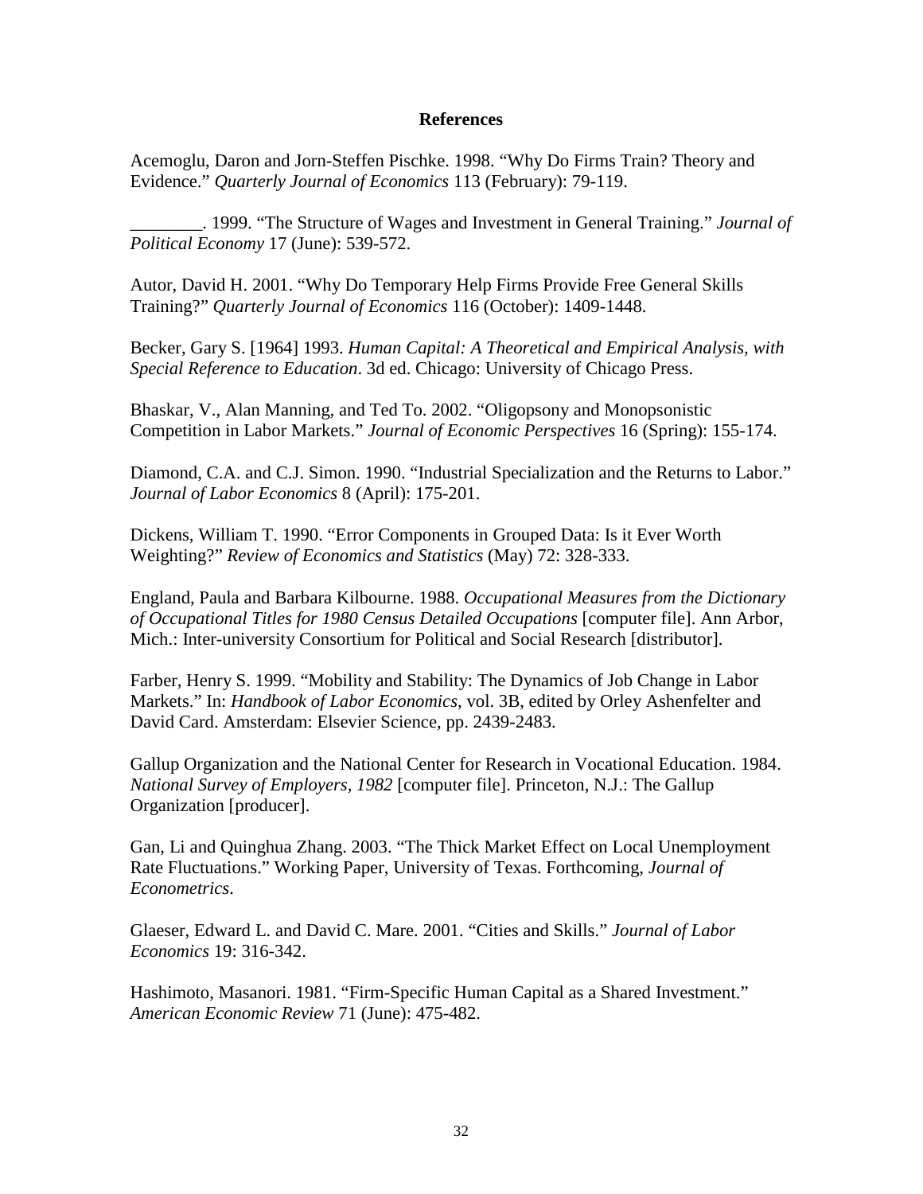## References

Acemoglu, Daron and Jorn-Steffen Pischke. 1998. "Why Do Firms Train? Theory and Evidence." *Quarterly Journal of Economics* 113 (February): 79-119.

________. 1999. "The Structure of Wages and Investment in General Training." *Journal of Political Economy* 17 (June): 539-572.

Autor, David H. 2001. "Why Do Temporary Help Firms Provide Free General Skills Training?" *Quarterly Journal of Economics* 116 (October): 1409-1448.

Becker, Gary S. [1964] 1993. *Human Capital: A Theoretical and Empirical Analysis, with Special Reference to Education*. 3d ed. Chicago: University of Chicago Press.

Bhaskar, V., Alan Manning, and Ted To. 2002. "Oligopsony and Monopsonistic Competition in Labor Markets." *Journal of Economic Perspectives* 16 (Spring): 155-174.

Diamond, C.A. and C.J. Simon. 1990. "Industrial Specialization and the Returns to Labor." *Journal of Labor Economics* 8 (April): 175-201.

Dickens, William T. 1990. "Error Components in Grouped Data: Is it Ever Worth Weighting?" *Review of Economics and Statistics* (May) 72: 328-333.

England, Paula and Barbara Kilbourne. 1988. *Occupational Measures from the Dictionary of Occupational Titles for 1980 Census Detailed Occupations* [computer file]. Ann Arbor, Mich.: Inter-university Consortium for Political and Social Research [distributor].

Farber, Henry S. 1999. "Mobility and Stability: The Dynamics of Job Change in Labor Markets." In: *Handbook of Labor Economics*, vol. 3B, edited by Orley Ashenfelter and David Card. Amsterdam: Elsevier Science, pp. 2439-2483.

Gallup Organization and the National Center for Research in Vocational Education. 1984. *National Survey of Employers, 1982* [computer file]. Princeton, N.J.: The Gallup Organization [producer].

Gan, Li and Quinghua Zhang. 2003. "The Thick Market Effect on Local Unemployment Rate Fluctuations." Working Paper, University of Texas. Forthcoming, *Journal of Econometrics*.

Glaeser, Edward L. and David C. Mare. 2001. "Cities and Skills." *Journal of Labor Economics* 19: 316-342.

Hashimoto, Masanori. 1981. "Firm-Specific Human Capital as a Shared Investment." *American Economic Review* 71 (June): 475-482.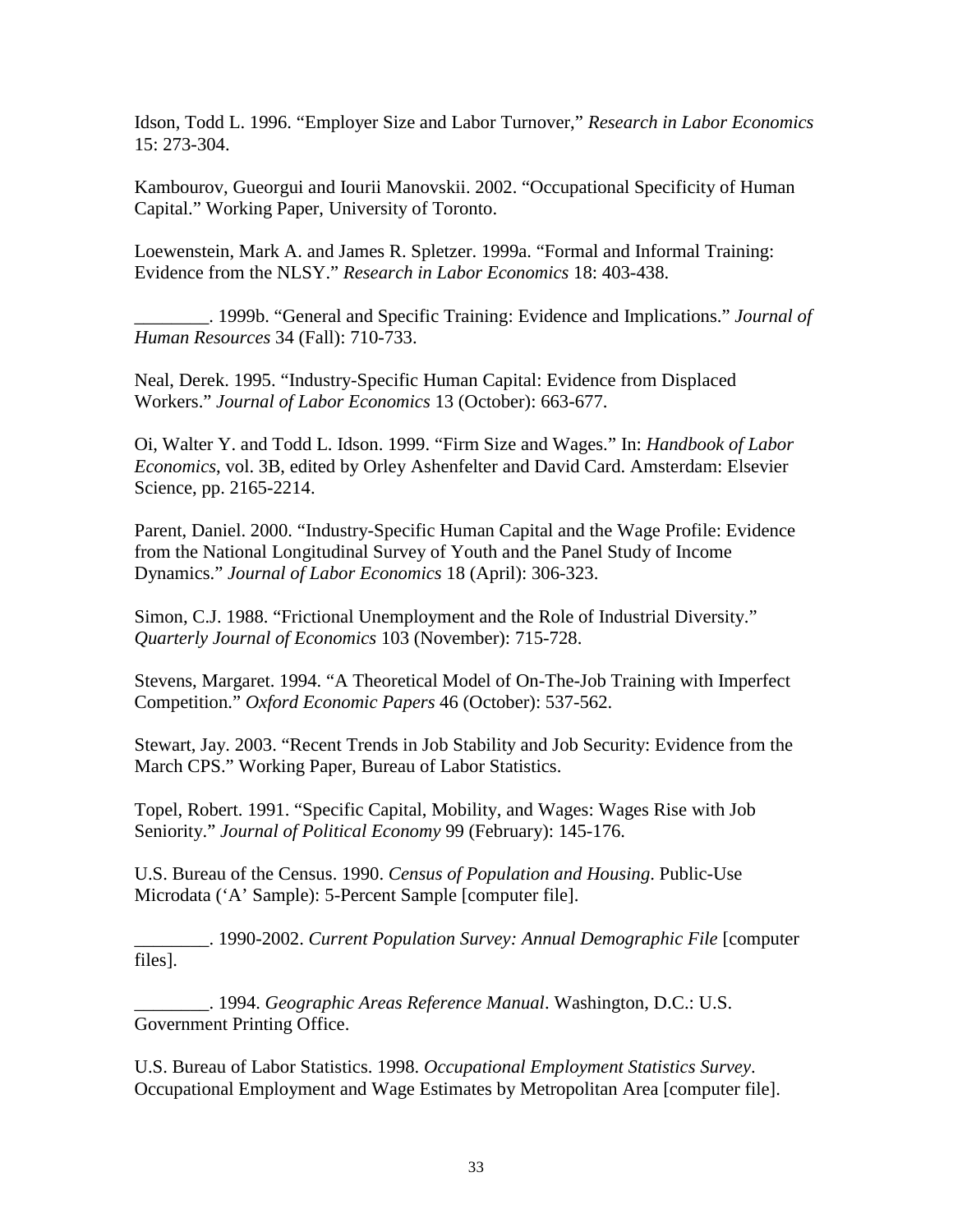Idson, Todd L. 1996. "Employer Size and Labor Turnover," *Research in Labor Economics* 15: 273-304.

Kambourov, Gueorgui and Iourii Manovskii. 2002. "Occupational Specificity of Human Capital." Working Paper, University of Toronto.

Loewenstein, Mark A. and James R. Spletzer. 1999a. "Formal and Informal Training: Evidence from the NLSY." *Research in Labor Economics* 18: 403-438.

________. 1999b. "General and Specific Training: Evidence and Implications." *Journal of Human Resources* 34 (Fall): 710-733.

Neal, Derek. 1995. "Industry-Specific Human Capital: Evidence from Displaced Workers." *Journal of Labor Economics* 13 (October): 663-677.

Oi, Walter Y. and Todd L. Idson. 1999. "Firm Size and Wages." In: *Handbook of Labor Economics*, vol. 3B, edited by Orley Ashenfelter and David Card. Amsterdam: Elsevier Science, pp. 2165-2214.

Parent, Daniel. 2000. "Industry-Specific Human Capital and the Wage Profile: Evidence from the National Longitudinal Survey of Youth and the Panel Study of Income Dynamics." *Journal of Labor Economics* 18 (April): 306-323.

Simon, C.J. 1988. "Frictional Unemployment and the Role of Industrial Diversity." *Quarterly Journal of Economics* 103 (November): 715-728.

Stevens, Margaret. 1994. "A Theoretical Model of On-The-Job Training with Imperfect Competition." *Oxford Economic Papers* 46 (October): 537-562.

Stewart, Jay. 2003. "Recent Trends in Job Stability and Job Security: Evidence from the March CPS." Working Paper, Bureau of Labor Statistics.

Topel, Robert. 1991. "Specific Capital, Mobility, and Wages: Wages Rise with Job Seniority." *Journal of Political Economy* 99 (February): 145-176.

U.S. Bureau of the Census. 1990. *Census of Population and Housing*. Public-Use Microdata ('A' Sample): 5-Percent Sample [computer file].

________. 1990-2002. *Current Population Survey: Annual Demographic File* [computer files].

________. 1994. *Geographic Areas Reference Manual*. Washington, D.C.: U.S. Government Printing Office.

U.S. Bureau of Labor Statistics. 1998. *Occupational Employment Statistics Survey*. Occupational Employment and Wage Estimates by Metropolitan Area [computer file].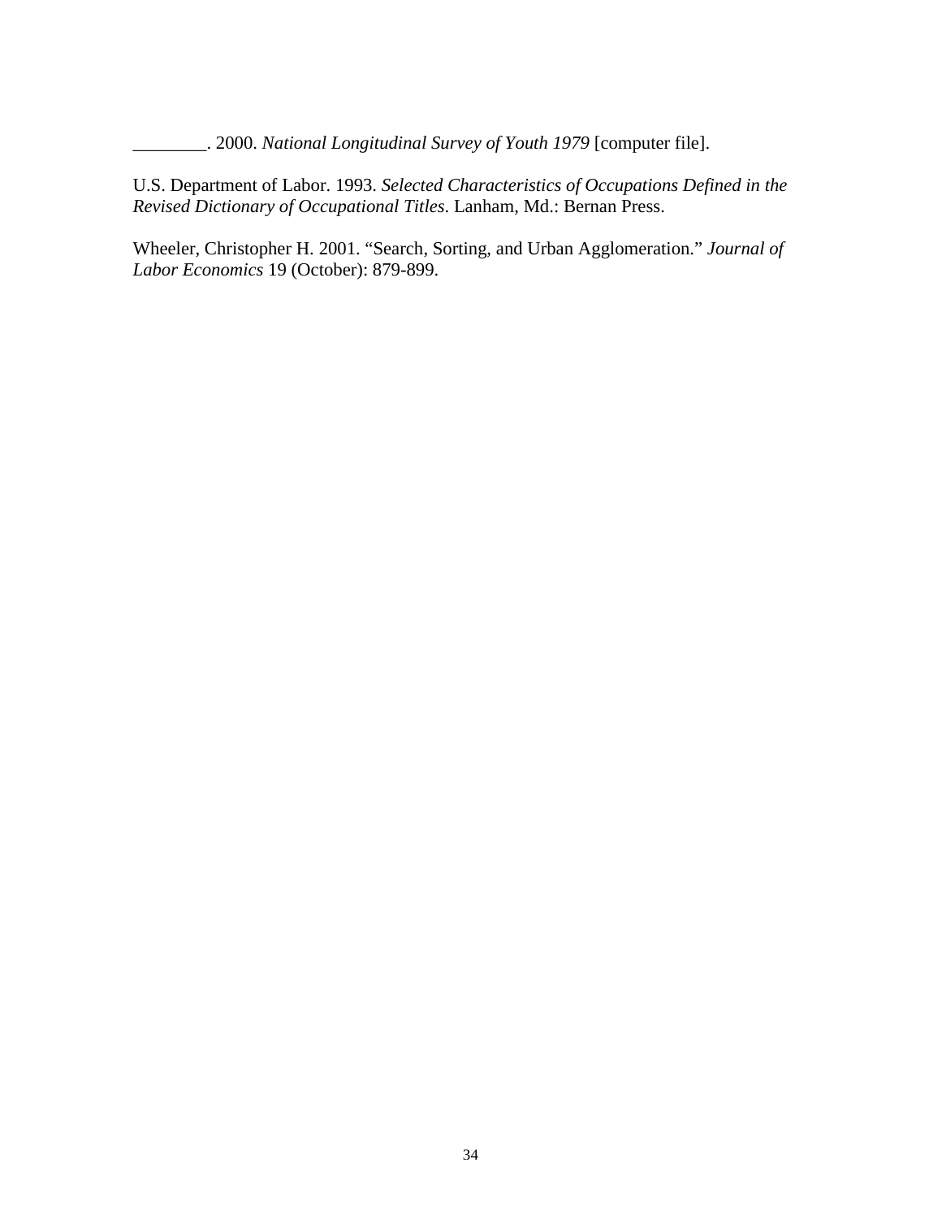________. 2000. *National Longitudinal Survey of Youth 1979* [computer file].

U.S. Department of Labor. 1993. *Selected Characteristics of Occupations Defined in the Revised Dictionary of Occupational Titles*. Lanham, Md.: Bernan Press.

Wheeler, Christopher H. 2001. "Search, Sorting, and Urban Agglomeration." *Journal of Labor Economics* 19 (October): 879-899.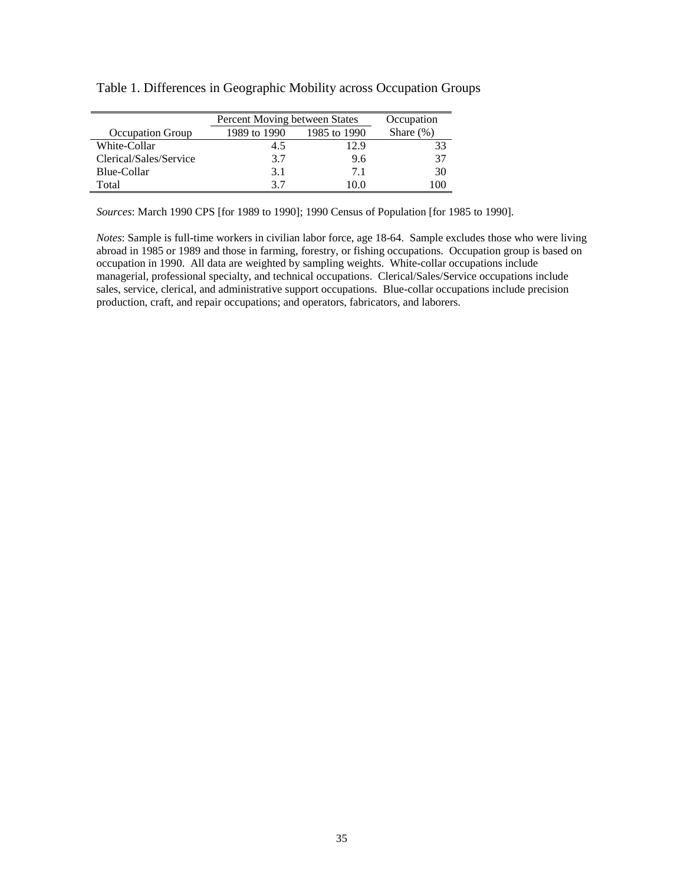Table 1. Differences in Geographic Mobility across Occupation Groups

| | Percent Moving between States | | Occupation |
|---|---|---|---|
| Occupation Group | 1989 to 1990 | 1985 to 1990 | Share (%) |
| White-Collar | 4.5 | 12.9 | 33 |
| Clerical/Sales/Service | 3.7 | 9.6 | 37 |
| Blue-Collar | 3.1 | 7.1 | 30 |
| Total | 3.7 | 10.0 | 100 |

*Sources*: March 1990 CPS [for 1989 to 1990]; 1990 Census of Population [for 1985 to 1990].

*Notes*: Sample is full-time workers in civilian labor force, age 18-64. Sample excludes those who were living abroad in 1985 or 1989 and those in farming, forestry, or fishing occupations. Occupation group is based on occupation in 1990. All data are weighted by sampling weights. White-collar occupations include managerial, professional specialty, and technical occupations. Clerical/Sales/Service occupations include sales, service, clerical, and administrative support occupations. Blue-collar occupations include precision production, craft, and repair occupations; and operators, fabricators, and laborers.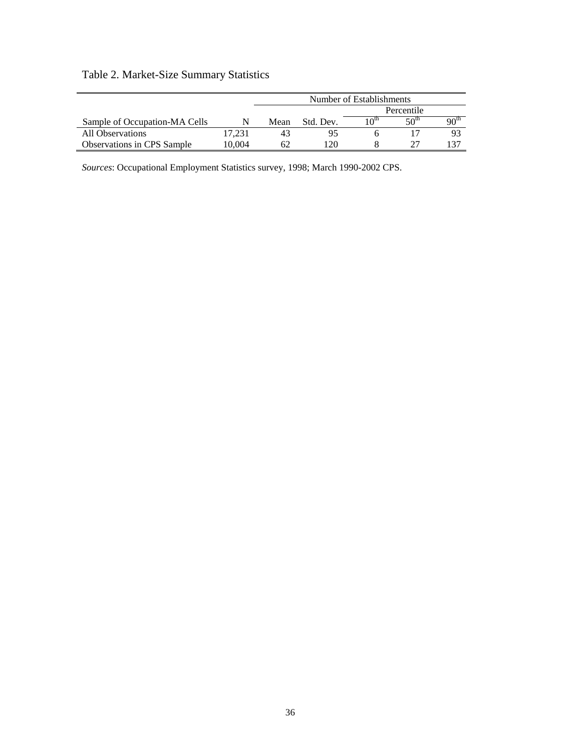Table 2. Market-Size Summary Statistics

| | | Number of Establishments | | | | |
|---|---|---|---|---|---|---|
| | | | | Percentile | | |
| Sample of Occupation-MA Cells | N | Mean | Std. Dev. | $10^{th}$ | $50^{th}$ | $90^{th}$ |
| All Observations | 17,231 | 43 | 95 | 6 | 17 | 93 |
| Observations in CPS Sample | 10,004 | 62 | 120 | 8 | 27 | 137 |

*Sources*: Occupational Employment Statistics survey, 1998; March 1990-2002 CPS.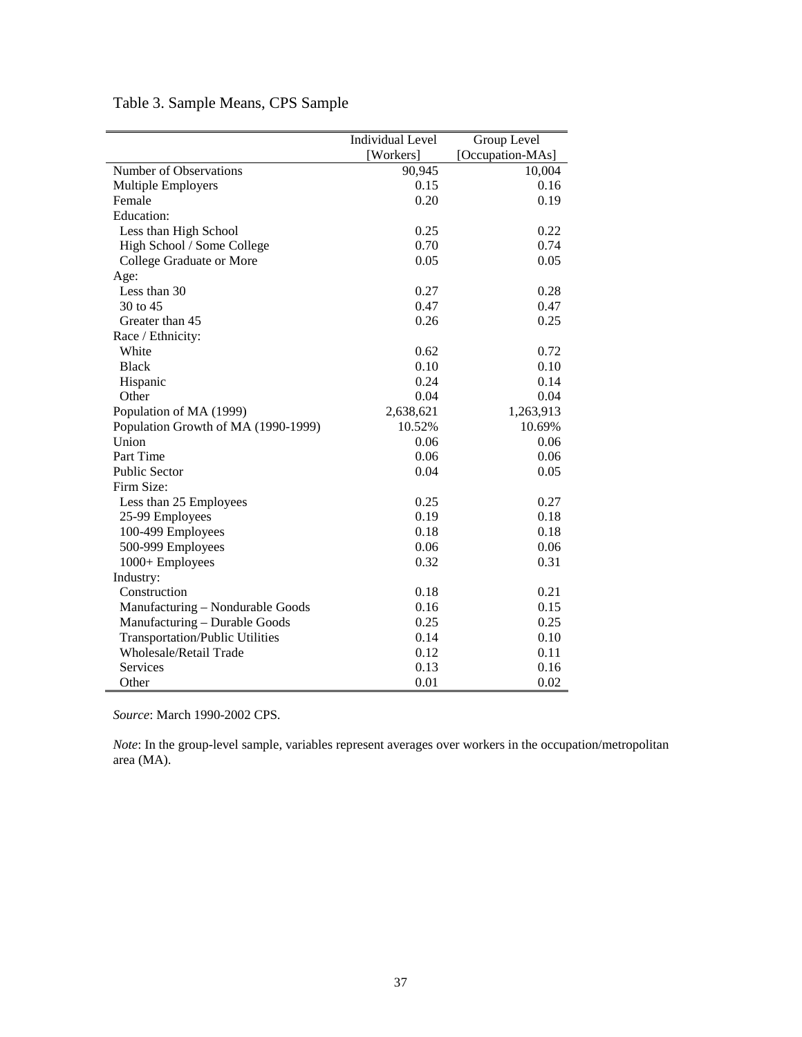Table 3. Sample Means, CPS Sample

| | Individual Level [Workers] | Group Level [Occupation-MAs] |
|---|---|---|
| Number of Observations | 90,945 | 10,004 |
| Multiple Employers | 0.15 | 0.16 |
| Female | 0.20 | 0.19 |
| Education: | | |
| Less than High School | 0.25 | 0.22 |
| High School / Some College | 0.70 | 0.74 |
| College Graduate or More | 0.05 | 0.05 |
| Age: | | |
| Less than 30 | 0.27 | 0.28 |
| 30 to 45 | 0.47 | 0.47 |
| Greater than 45 | 0.26 | 0.25 |
| Race / Ethnicity: | | |
| White | 0.62 | 0.72 |
| Black | 0.10 | 0.10 |
| Hispanic | 0.24 | 0.14 |
| Other | 0.04 | 0.04 |
| Population of MA (1999) | 2,638,621 | 1,263,913 |
| Population Growth of MA (1990-1999) | 10.52% | 10.69% |
| Union | 0.06 | 0.06 |
| Part Time | 0.06 | 0.06 |
| Public Sector | 0.04 | 0.05 |
| Firm Size: | | |
| Less than 25 Employees | 0.25 | 0.27 |
| 25-99 Employees | 0.19 | 0.18 |
| 100-499 Employees | 0.18 | 0.18 |
| 500-999 Employees | 0.06 | 0.06 |
| 1000+ Employees | 0.32 | 0.31 |
| Industry: | | |
| Construction | 0.18 | 0.21 |
| Manufacturing – Nondurable Goods | 0.16 | 0.15 |
| Manufacturing – Durable Goods | 0.25 | 0.25 |
| Transportation/Public Utilities | 0.14 | 0.10 |
| Wholesale/Retail Trade | 0.12 | 0.11 |
| Services | 0.13 | 0.16 |
| Other | 0.01 | 0.02 |

*Source*: March 1990-2002 CPS.

*Note*: In the group-level sample, variables represent averages over workers in the occupation/metropolitan area (MA).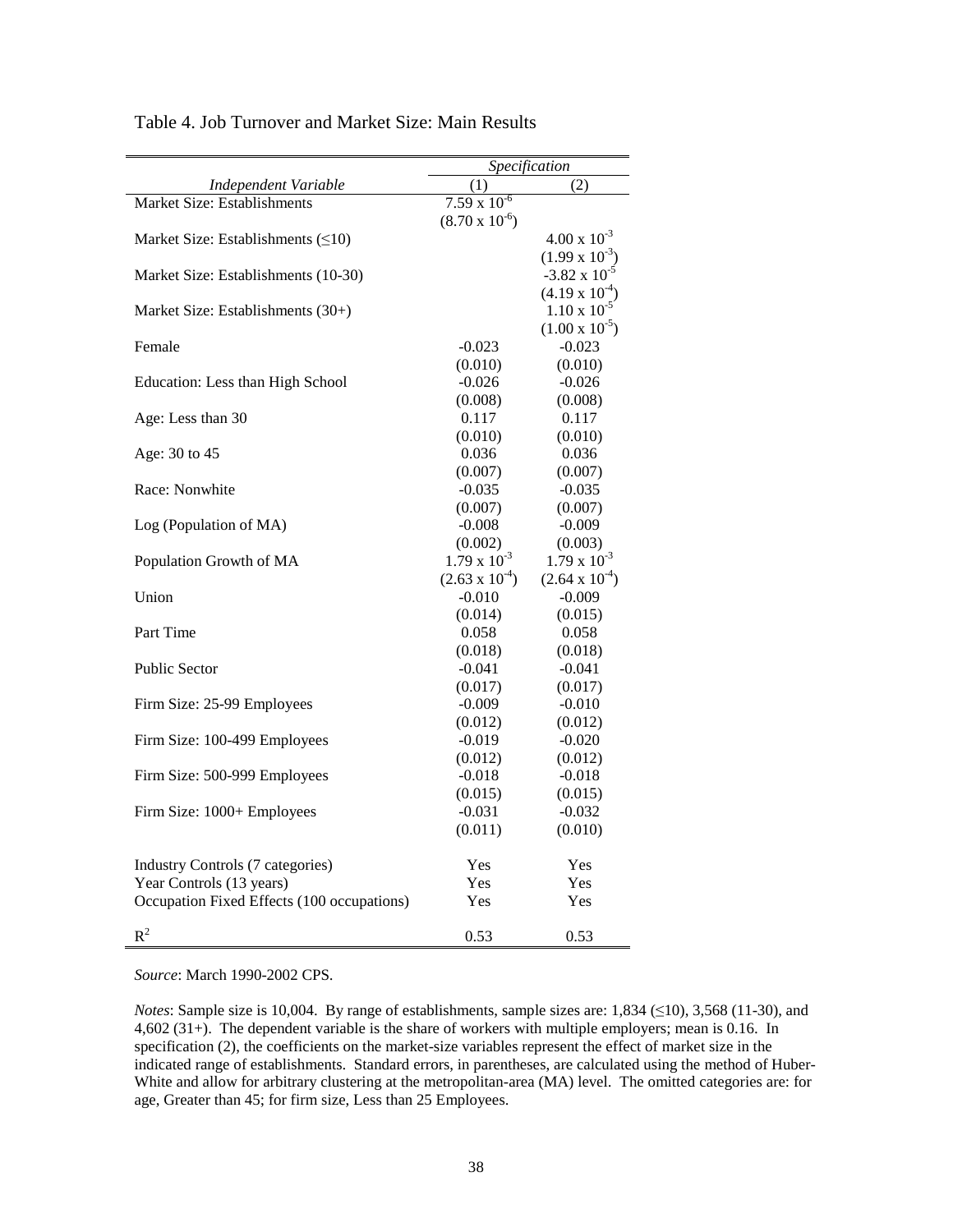Table 4. Job Turnover and Market Size: Main Results

| | *Specification* | |
|---|---|---|
| *Independent Variable* | (1) | (2) |
| Market Size: Establishments | $7.59 \times 10^{-6}$ | |
| | $(8.70 \times 10^{-6})$ | |
| Market Size: Establishments (≤10) | | $4.00 \times 10^{-3}$ |
| | | $(1.99 \times 10^{-3})$ |
| Market Size: Establishments (10-30) | | $-3.82 \times 10^{-5}$ |
| | | $(4.19 \times 10^{-4})$ |
| Market Size: Establishments (30+) | | $1.10 \times 10^{-5}$ |
| | | $(1.00 \times 10^{-5})$ |
| Female | -0.023 | -0.023 |
| | (0.010) | (0.010) |
| Education: Less than High School | -0.026 | -0.026 |
| | (0.008) | (0.008) |
| Age: Less than 30 | 0.117 | 0.117 |
| | (0.010) | (0.010) |
| Age: 30 to 45 | 0.036 | 0.036 |
| | (0.007) | (0.007) |
| Race: Nonwhite | -0.035 | -0.035 |
| | (0.007) | (0.007) |
| Log (Population of MA) | -0.008 | -0.009 |
| | (0.002) | (0.003) |
| Population Growth of MA | $1.79 \times 10^{-3}$ | $1.79 \times 10^{-3}$ |
| | $(2.63 \times 10^{-4})$ | $(2.64 \times 10^{-4})$ |
| Union | -0.010 | -0.009 |
| | (0.014) | (0.015) |
| Part Time | 0.058 | 0.058 |
| | (0.018) | (0.018) |
| Public Sector | -0.041 | -0.041 |
| | (0.017) | (0.017) |
| Firm Size: 25-99 Employees | -0.009 | -0.010 |
| | (0.012) | (0.012) |
| Firm Size: 100-499 Employees | -0.019 | -0.020 |
| | (0.012) | (0.012) |
| Firm Size: 500-999 Employees | -0.018 | -0.018 |
| | (0.015) | (0.015) |
| Firm Size: 1000+ Employees | -0.031 | -0.032 |
| | (0.011) | (0.010) |
| Industry Controls (7 categories) | Yes | Yes |
| Year Controls (13 years) | Yes | Yes |
| Occupation Fixed Effects (100 occupations) | Yes | Yes |
| $R^2$ | 0.53 | 0.53 |

*Source*: March 1990-2002 CPS.

*Notes*: Sample size is 10,004. By range of establishments, sample sizes are: 1,834 (≤10), 3,568 (11-30), and 4,602 (31+). The dependent variable is the share of workers with multiple employers; mean is 0.16. In specification (2), the coefficients on the market-size variables represent the effect of market size in the indicated range of establishments. Standard errors, in parentheses, are calculated using the method of Huber-White and allow for arbitrary clustering at the metropolitan-area (MA) level. The omitted categories are: for age, Greater than 45; for firm size, Less than 25 Employees.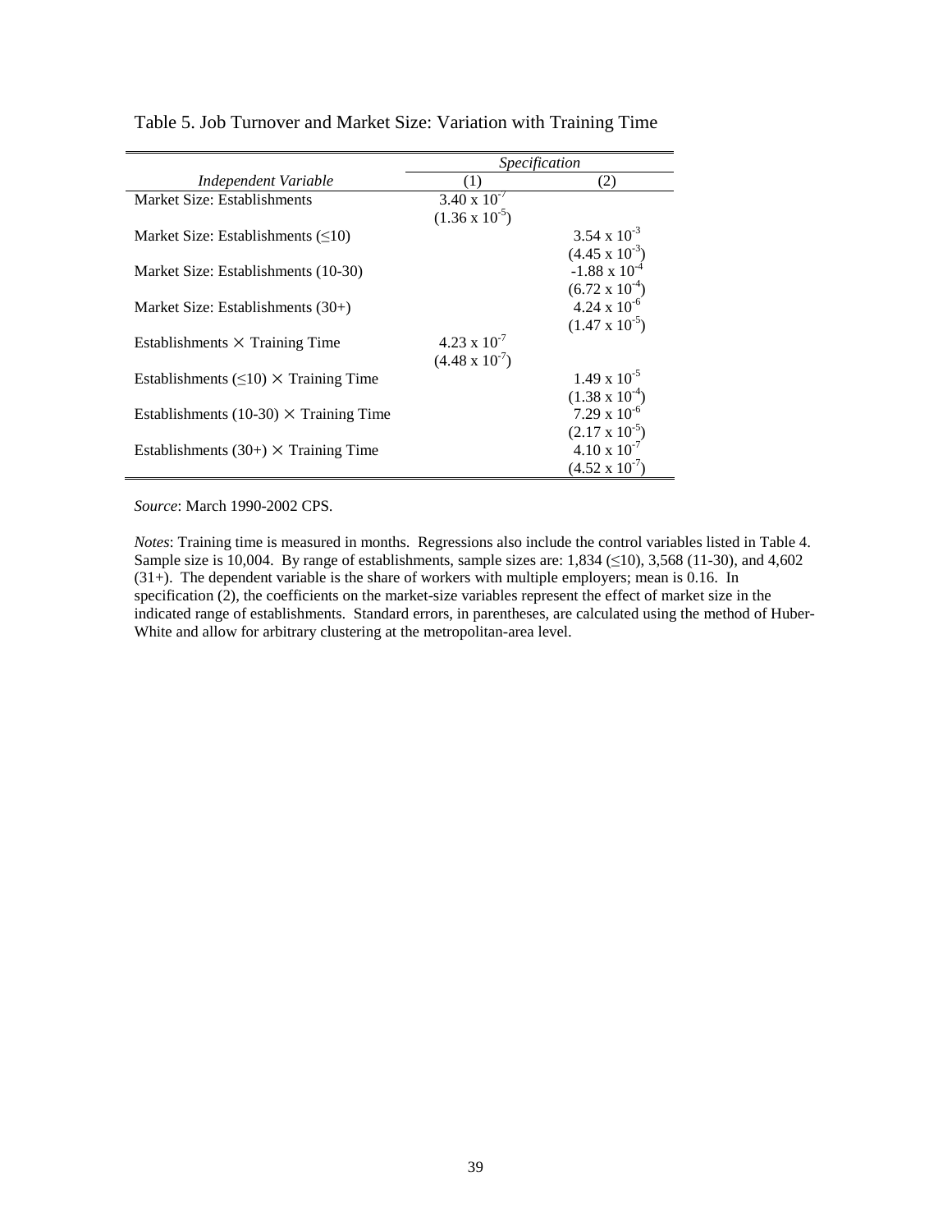Table 5. Job Turnover and Market Size: Variation with Training Time

| | *Specification* | |
|---|---|---|
| *Independent Variable* | (1) | (2) |
| Market Size: Establishments | $3.40 \times 10^{-7}$ | |
| | $(1.36 \times 10^{-5})$ | |
| Market Size: Establishments ($\leq$10) | | $3.54 \times 10^{-3}$ |
| | | $(4.45 \times 10^{-3})$ |
| Market Size: Establishments (10-30) | | $-1.88 \times 10^{-4}$ |
| | | $(6.72 \times 10^{-4})$ |
| Market Size: Establishments (30+) | | $4.24 \times 10^{-6}$ |
| | | $(1.47 \times 10^{-5})$ |
| Establishments $\times$ Training Time | $4.23 \times 10^{-7}$ | |
| | $(4.48 \times 10^{-7})$ | |
| Establishments ($\leq$10) $\times$ Training Time | | $1.49 \times 10^{-5}$ |
| | | $(1.38 \times 10^{-4})$ |
| Establishments (10-30) $\times$ Training Time | | $7.29 \times 10^{-6}$ |
| | | $(2.17 \times 10^{-5})$ |
| Establishments (30+) $\times$ Training Time | | $4.10 \times 10^{-7}$ |
| | | $(4.52 \times 10^{-7})$ |

*Source*: March 1990-2002 CPS.

*Notes*: Training time is measured in months. Regressions also include the control variables listed in Table 4. Sample size is 10,004. By range of establishments, sample sizes are: 1,834 ($\leq$10), 3,568 (11-30), and 4,602 (31+). The dependent variable is the share of workers with multiple employers; mean is 0.16. In specification (2), the coefficients on the market-size variables represent the effect of market size in the indicated range of establishments. Standard errors, in parentheses, are calculated using the method of Huber-White and allow for arbitrary clustering at the metropolitan-area level.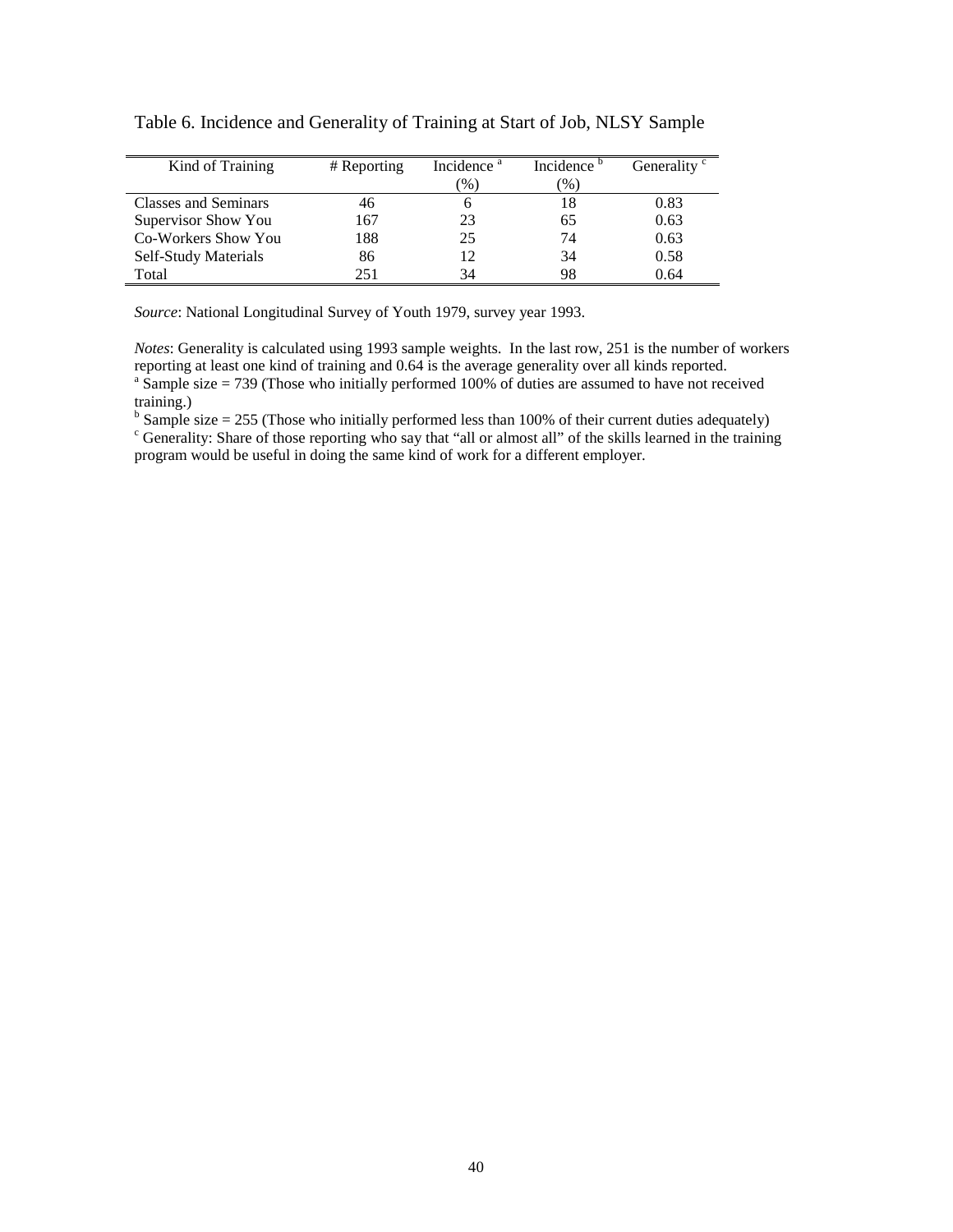Table 6. Incidence and Generality of Training at Start of Job, NLSY Sample

| Kind of Training | # Reporting | Incidence [a] (%) | Incidence [b] (%) | Generality [c] |
|---|---|---|---|---|
| Classes and Seminars | 46 | 6 | 18 | 0.83 |
| Supervisor Show You | 167 | 23 | 65 | 0.63 |
| Co-Workers Show You | 188 | 25 | 74 | 0.63 |
| Self-Study Materials | 86 | 12 | 34 | 0.58 |
| Total | 251 | 34 | 98 | 0.64 |

*Source*: National Longitudinal Survey of Youth 1979, survey year 1993.

*Notes*: Generality is calculated using 1993 sample weights. In the last row, 251 is the number of workers reporting at least one kind of training and 0.64 is the average generality over all kinds reported.
[a] Sample size = 739 (Those who initially performed 100% of duties are assumed to have not received training.)
[b] Sample size = 255 (Those who initially performed less than 100% of their current duties adequately)
[c] Generality: Share of those reporting who say that "all or almost all" of the skills learned in the training program would be useful in doing the same kind of work for a different employer.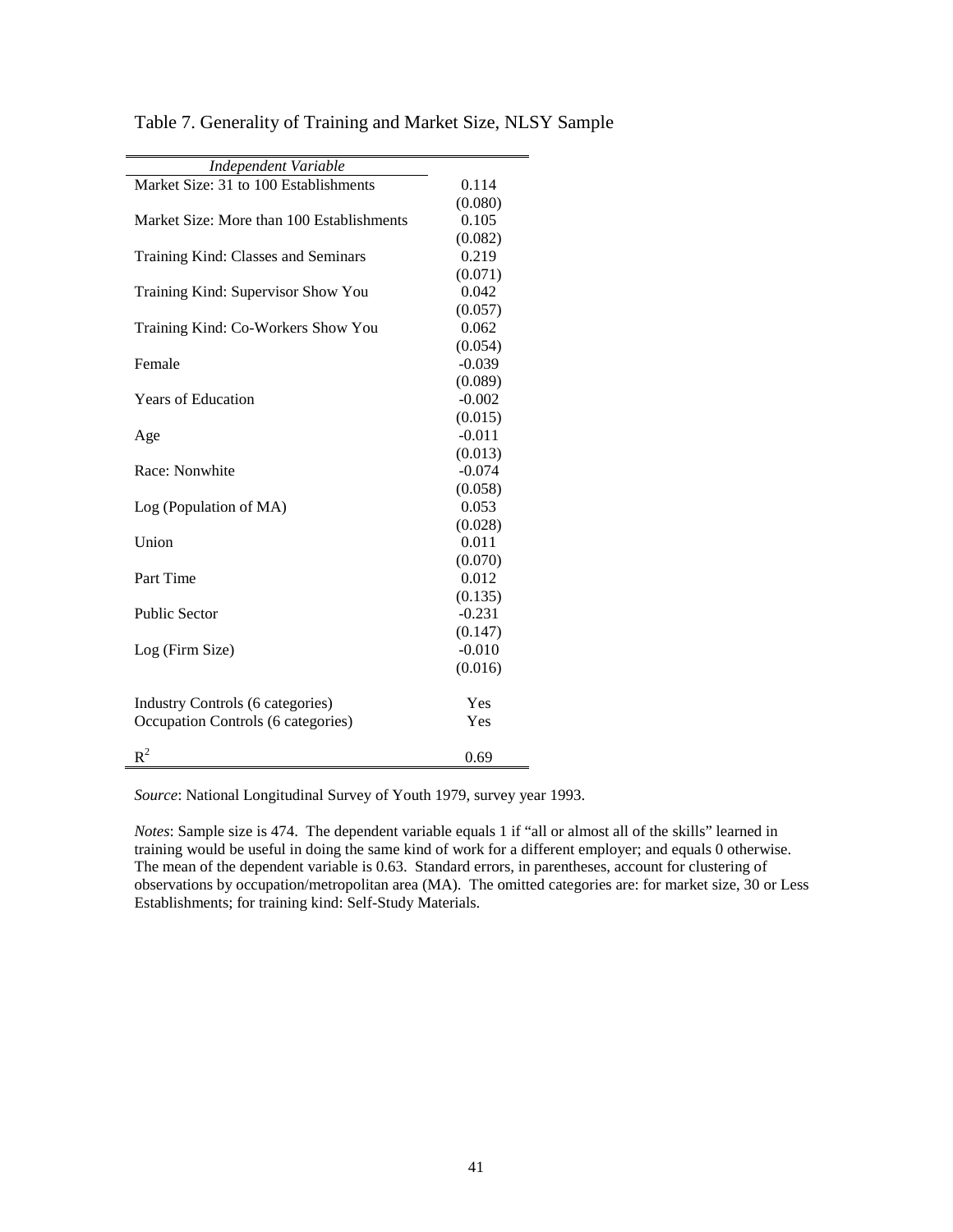Table 7. Generality of Training and Market Size, NLSY Sample

| *Independent Variable* | |
|---|---|
| Market Size: 31 to 100 Establishments | 0.114 |
| | (0.080) |
| Market Size: More than 100 Establishments | 0.105 |
| | (0.082) |
| Training Kind: Classes and Seminars | 0.219 |
| | (0.071) |
| Training Kind: Supervisor Show You | 0.042 |
| | (0.057) |
| Training Kind: Co-Workers Show You | 0.062 |
| | (0.054) |
| Female | -0.039 |
| | (0.089) |
| Years of Education | -0.002 |
| | (0.015) |
| Age | -0.011 |
| | (0.013) |
| Race: Nonwhite | -0.074 |
| | (0.058) |
| Log (Population of MA) | 0.053 |
| | (0.028) |
| Union | 0.011 |
| | (0.070) |
| Part Time | 0.012 |
| | (0.135) |
| Public Sector | -0.231 |
| | (0.147) |
| Log (Firm Size) | -0.010 |
| | (0.016) |
| Industry Controls (6 categories) | Yes |
| Occupation Controls (6 categories) | Yes |
| $R^2$ | 0.69 |

*Source*: National Longitudinal Survey of Youth 1979, survey year 1993.

*Notes*: Sample size is 474. The dependent variable equals 1 if "all or almost all of the skills" learned in training would be useful in doing the same kind of work for a different employer; and equals 0 otherwise. The mean of the dependent variable is 0.63. Standard errors, in parentheses, account for clustering of observations by occupation/metropolitan area (MA). The omitted categories are: for market size, 30 or Less Establishments; for training kind: Self-Study Materials.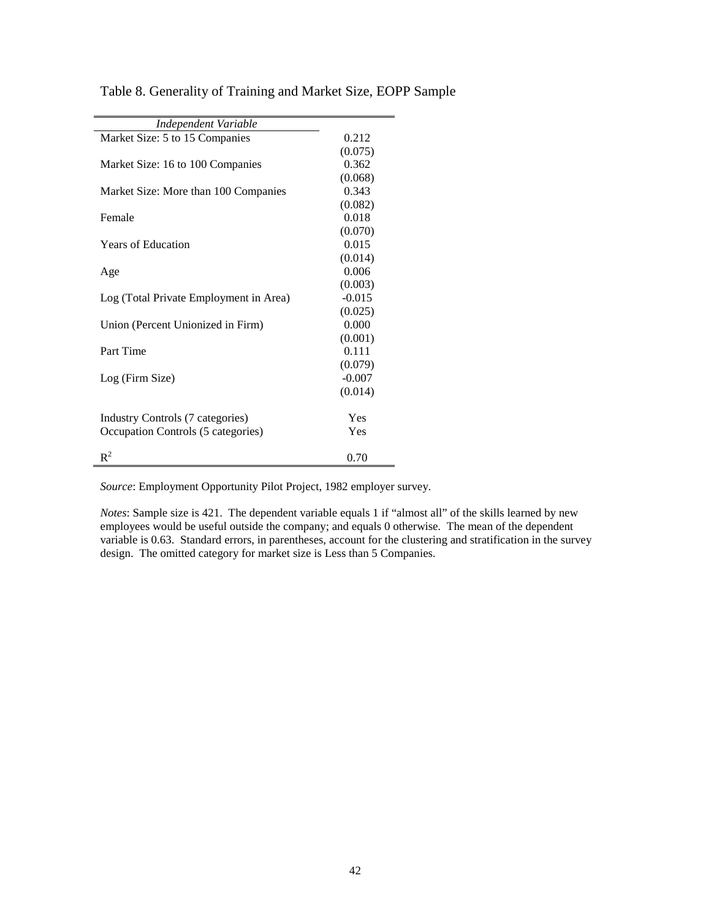Table 8. Generality of Training and Market Size, EOPP Sample

| *Independent Variable* | |
|---|---|
| Market Size: 5 to 15 Companies | 0.212 |
| | (0.075) |
| Market Size: 16 to 100 Companies | 0.362 |
| | (0.068) |
| Market Size: More than 100 Companies | 0.343 |
| | (0.082) |
| Female | 0.018 |
| | (0.070) |
| Years of Education | 0.015 |
| | (0.014) |
| Age | 0.006 |
| | (0.003) |
| Log (Total Private Employment in Area) | -0.015 |
| | (0.025) |
| Union (Percent Unionized in Firm) | 0.000 |
| | (0.001) |
| Part Time | 0.111 |
| | (0.079) |
| Log (Firm Size) | -0.007 |
| | (0.014) |
| Industry Controls (7 categories) | Yes |
| Occupation Controls (5 categories) | Yes |
| $R^2$ | 0.70 |

*Source*: Employment Opportunity Pilot Project, 1982 employer survey.

*Notes*: Sample size is 421. The dependent variable equals 1 if "almost all" of the skills learned by new employees would be useful outside the company; and equals 0 otherwise. The mean of the dependent variable is 0.63. Standard errors, in parentheses, account for the clustering and stratification in the survey design. The omitted category for market size is Less than 5 Companies.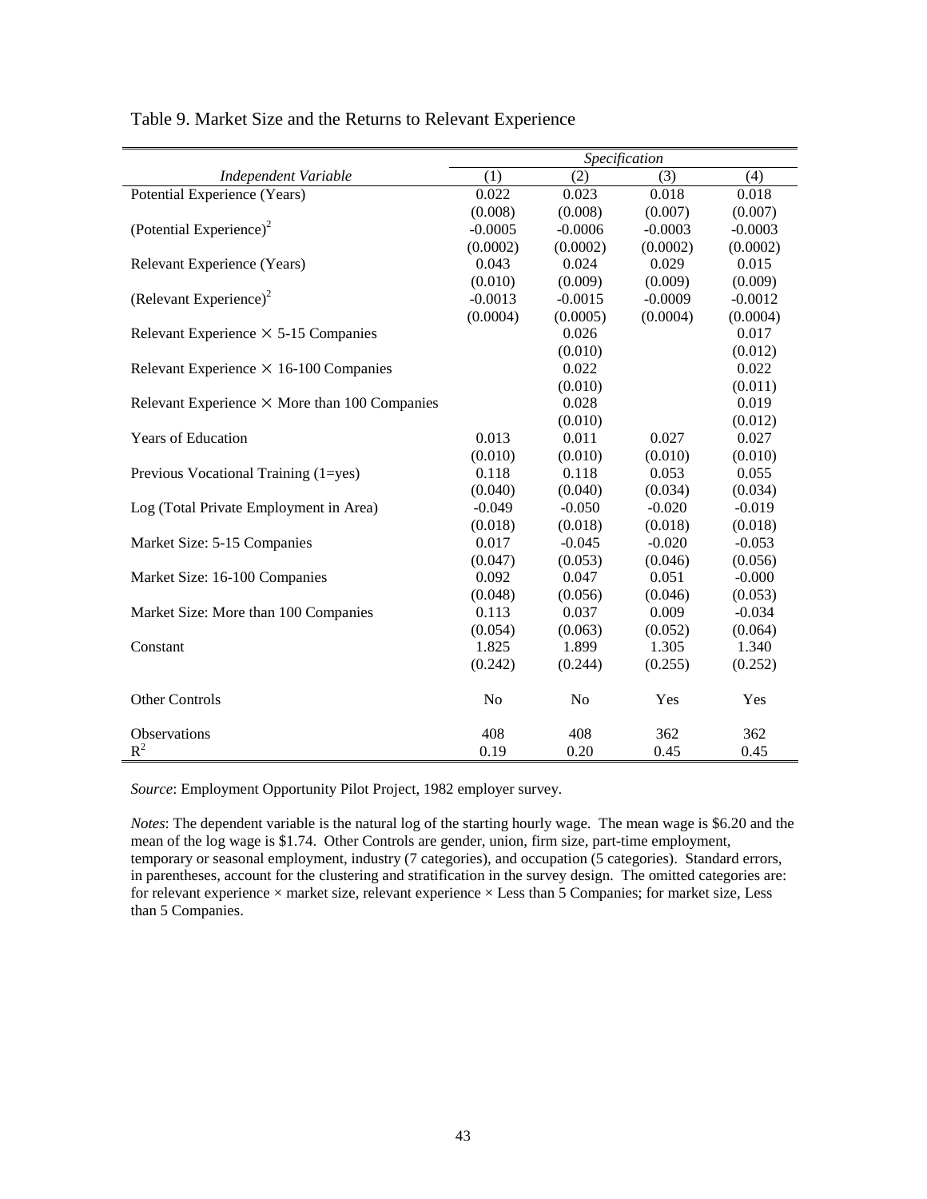Table 9. Market Size and the Returns to Relevant Experience

| | *Specification* | | | |
|---|---|---|---|---|
| *Independent Variable* | (1) | (2) | (3) | (4) |
| Potential Experience (Years) | 0.022 | 0.023 | 0.018 | 0.018 |
| | (0.008) | (0.008) | (0.007) | (0.007) |
| (Potential Experience)$^2$ | -0.0005 | -0.0006 | -0.0003 | -0.0003 |
| | (0.0002) | (0.0002) | (0.0002) | (0.0002) |
| Relevant Experience (Years) | 0.043 | 0.024 | 0.029 | 0.015 |
| | (0.010) | (0.009) | (0.009) | (0.009) |
| (Relevant Experience)$^2$ | -0.0013 | -0.0015 | -0.0009 | -0.0012 |
| | (0.0004) | (0.0005) | (0.0004) | (0.0004) |
| Relevant Experience $\times$ 5-15 Companies | | 0.026 | | 0.017 |
| | | (0.010) | | (0.012) |
| Relevant Experience $\times$ 16-100 Companies | | 0.022 | | 0.022 |
| | | (0.010) | | (0.011) |
| Relevant Experience $\times$ More than 100 Companies | | 0.028 | | 0.019 |
| | | (0.010) | | (0.012) |
| Years of Education | 0.013 | 0.011 | 0.027 | 0.027 |
| | (0.010) | (0.010) | (0.010) | (0.010) |
| Previous Vocational Training (1=yes) | 0.118 | 0.118 | 0.053 | 0.055 |
| | (0.040) | (0.040) | (0.034) | (0.034) |
| Log (Total Private Employment in Area) | -0.049 | -0.050 | -0.020 | -0.019 |
| | (0.018) | (0.018) | (0.018) | (0.018) |
| Market Size: 5-15 Companies | 0.017 | -0.045 | -0.020 | -0.053 |
| | (0.047) | (0.053) | (0.046) | (0.056) |
| Market Size: 16-100 Companies | 0.092 | 0.047 | 0.051 | -0.000 |
| | (0.048) | (0.056) | (0.046) | (0.053) |
| Market Size: More than 100 Companies | 0.113 | 0.037 | 0.009 | -0.034 |
| | (0.054) | (0.063) | (0.052) | (0.064) |
| Constant | 1.825 | 1.899 | 1.305 | 1.340 |
| | (0.242) | (0.244) | (0.255) | (0.252) |
| Other Controls | No | No | Yes | Yes |
| Observations | 408 | 408 | 362 | 362 |
| $R^2$ | 0.19 | 0.20 | 0.45 | 0.45 |

*Source*: Employment Opportunity Pilot Project, 1982 employer survey.

*Notes*: The dependent variable is the natural log of the starting hourly wage. The mean wage is \$6.20 and the mean of the log wage is \$1.74. Other Controls are gender, union, firm size, part-time employment, temporary or seasonal employment, industry (7 categories), and occupation (5 categories). Standard errors, in parentheses, account for the clustering and stratification in the survey design. The omitted categories are: for relevant experience × market size, relevant experience × Less than 5 Companies; for market size, Less than 5 Companies.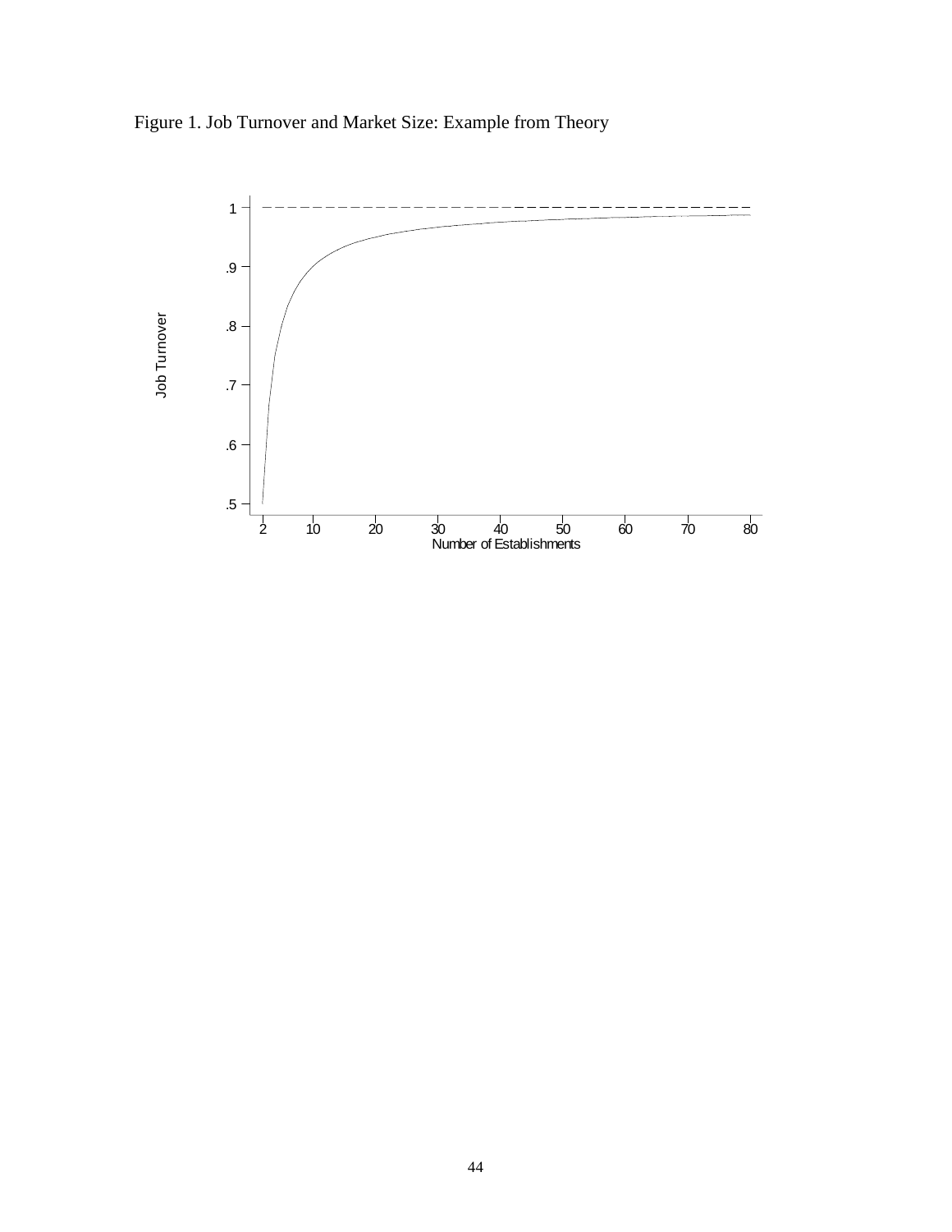Figure 1. Job Turnover and Market Size: Example from Theory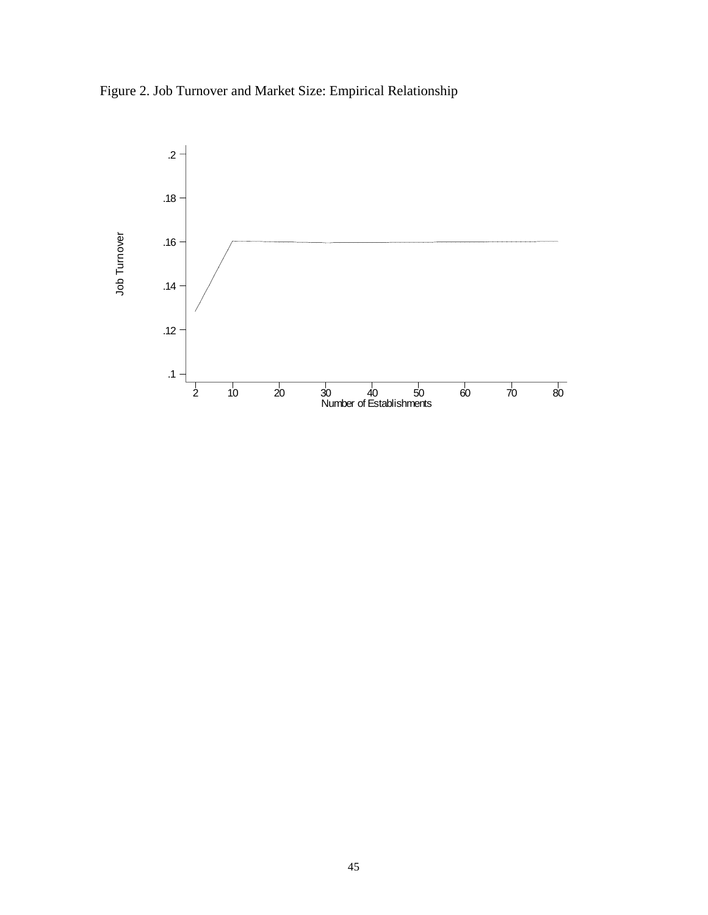Figure 2. Job Turnover and Market Size: Empirical Relationship

Job Turnover

.2

.18

.16

.14

.12

.1

2 10 20 30 40 50 60 70 80

Number of Establishments